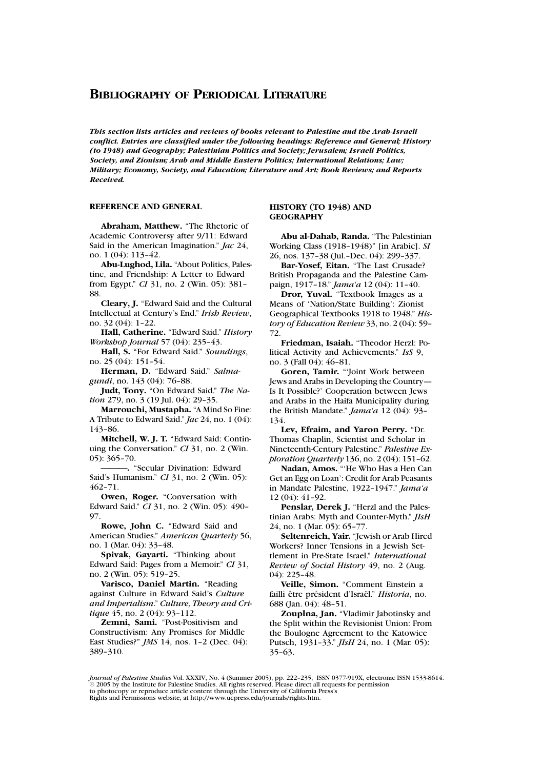# Bibliography of Periodical Literature

***This section lists articles and reviews of books relevant to Palestine and the Arab-Israeli conflict. Entries are classified under the following headings: Reference and General; History (to 1948) and Geography; Palestinian Politics and Society; Jerusalem; Israeli Politics, Society, and Zionism; Arab and Middle Eastern Politics; International Relations; Law; Military; Economy, Society, and Education; Literature and Art; Book Reviews; and Reports Received.***

## REFERENCE AND GENERAL

**Abraham, Matthew.** "The Rhetoric of Academic Controversy after 9/11: Edward Said in the American Imagination." *Jac* 24, no. 1 (04): 113–42.

**Abu-Lughod, Lila.** "About Politics, Palestine, and Friendship: A Letter to Edward from Egypt." *CI* 31, no. 2 (Win. 05): 381–88.

**Cleary, J.** "Edward Said and the Cultural Intellectual at Century's End." *Irish Review*, no. 32 (04): 1–22.

**Hall, Catherine.** "Edward Said." *History Workshop Journal* 57 (04): 235–43.

**Hall, S.** "For Edward Said." *Soundings*, no. 25 (04): 151–54.

**Herman, D.** "Edward Said." *Salmagundi*, no. 143 (04): 76–88.

**Judt, Tony.** "On Edward Said." *The Nation* 279, no. 3 (19 Jul. 04): 29–35.

**Marrouchi, Mustapha.** "A Mind So Fine: A Tribute to Edward Said." *Jac* 24, no. 1 (04): 143–86.

**Mitchell, W. J. T.** "Edward Said: Continuing the Conversation." *CI* 31, no. 2 (Win. 05): 365–70.

**———.** "Secular Divination: Edward Said's Humanism." *CI* 31, no. 2 (Win. 05): 462–71.

**Owen, Roger.** "Conversation with Edward Said." *CI* 31, no. 2 (Win. 05): 490–97.

**Rowe, John C.** "Edward Said and American Studies." *American Quarterly* 56, no. 1 (Mar. 04): 33–48.

**Spivak, Gayarti.** "Thinking about Edward Said: Pages from a Memoir." *CI* 31, no. 2 (Win. 05): 519–25.

**Varisco, Daniel Martin.** "Reading against Culture in Edward Said's *Culture and Imperialism*." *Culture, Theory and Critique* 45, no. 2 (04): 93–112.

**Zemni, Sami.** "Post-Positivism and Constructivism: Any Promises for Middle East Studies?" *JMS* 14, nos. 1–2 (Dec. 04): 389–310.

## HISTORY (TO 1948) AND GEOGRAPHY

**Abu al-Dahab, Randa.** "The Palestinian Working Class (1918–1948)" [in Arabic]. *SI* 26, nos. 137–38 (Jul.–Dec. 04): 299–337.

**Bar-Yosef, Eitan.** "The Last Crusade? British Propaganda and the Palestine Campaign, 1917–18." *Jama'a* 12 (04): 11–40.

**Dror, Yuval.** "Textbook Images as a Means of 'Nation/State Building': Zionist Geographical Textbooks 1918 to 1948." *History of Education Review* 33, no. 2 (04): 59–72.

**Friedman, Isaiah.** "Theodor Herzl: Political Activity and Achievements." *IsS* 9, no. 3 (Fall 04): 46–81.

**Goren, Tamir.** "'Joint Work between Jews and Arabs in Developing the Country—Is It Possible?' Cooperation between Jews and Arabs in the Haifa Municipality during the British Mandate." *Jama'a* 12 (04): 93–134.

**Lev, Efraim, and Yaron Perry.** "Dr. Thomas Chaplin, Scientist and Scholar in Nineteenth-Century Palestine." *Palestine Exploration Quarterly* 136, no. 2 (04): 151–62.

**Nadan, Amos.** "'He Who Has a Hen Can Get an Egg on Loan': Credit for Arab Peasants in Mandate Palestine, 1922–1947." *Jama'a* 12 (04): 41–92.

**Penslar, Derek J.** "Herzl and the Palestinian Arabs: Myth and Counter-Myth." *JIsH* 24, no. 1 (Mar. 05): 65–77.

**Seltenreich, Yair.** "Jewish or Arab Hired Workers? Inner Tensions in a Jewish Settlement in Pre-State Israel." *International Review of Social History* 49, no. 2 (Aug. 04): 225–48.

**Veille, Simon.** "Comment Einstein a failli être président d'Israël." *Historia*, no. 688 (Jan. 04): 48–51.

**Zouplna, Jan.** "Vladimir Jabotinsky and the Split within the Revisionist Union: From the Boulogne Agreement to the Katowice Putsch, 1931–33." *JIsH* 24, no. 1 (Mar. 05): 35–63.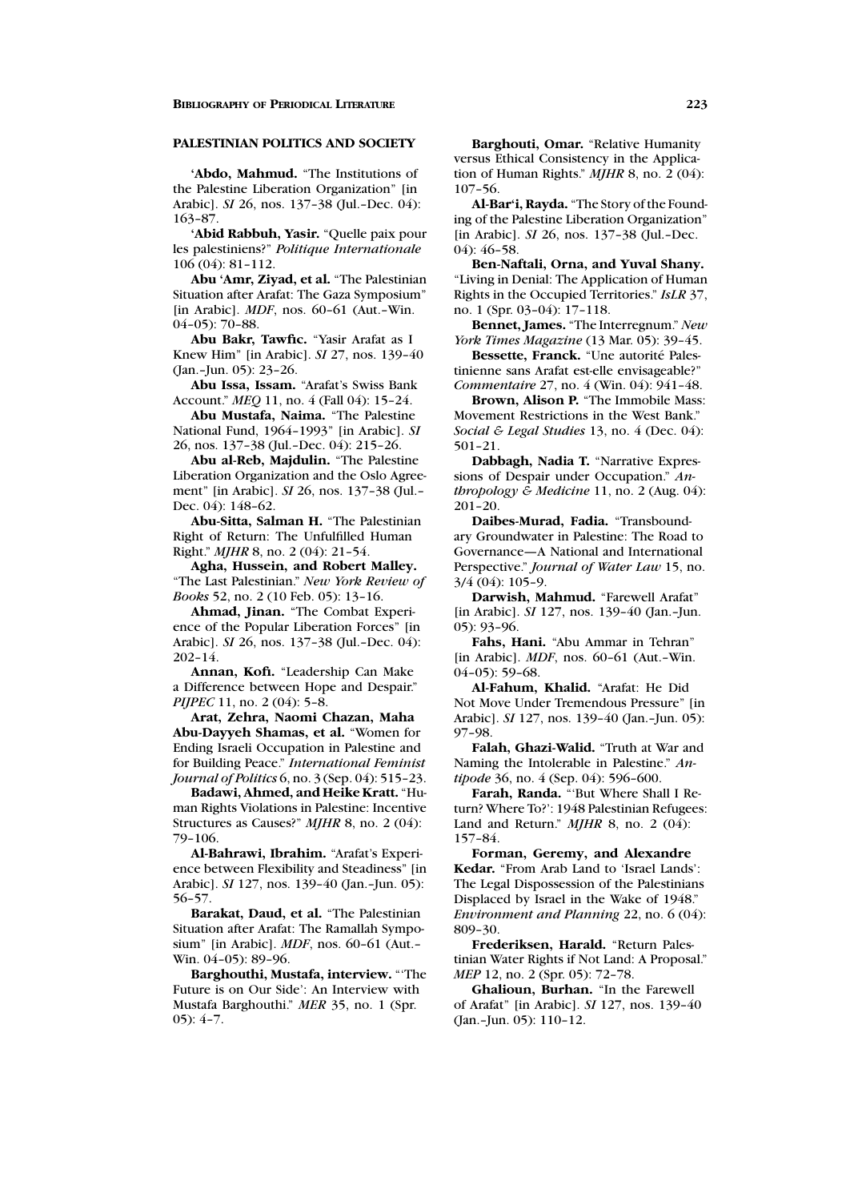## PALESTINIAN POLITICS AND SOCIETY

**'Abdo, Mahmud.** "The Institutions of the Palestine Liberation Organization" [in Arabic]. *SI* 26, nos. 137–38 (Jul.–Dec. 04): 163–87.

**'Abid Rabbuh, Yasir.** "Quelle paix pour les palestiniens?" *Politique Internationale* 106 (04): 81–112.

**Abu 'Amr, Ziyad, et al.** "The Palestinian Situation after Arafat: The Gaza Symposium" [in Arabic]. *MDF*, nos. 60–61 (Aut.–Win. 04–05): 70–88.

**Abu Bakr, Tawfic.** "Yasir Arafat as I Knew Him" [in Arabic]. *SI* 27, nos. 139–40 (Jan.–Jun. 05): 23–26.

**Abu Issa, Issam.** "Arafat's Swiss Bank Account." *MEQ* 11, no. 4 (Fall 04): 15–24.

**Abu Mustafa, Naima.** "The Palestine National Fund, 1964–1993" [in Arabic]. *SI* 26, nos. 137–38 (Jul.–Dec. 04): 215–26.

**Abu al-Reb, Majdulin.** "The Palestine Liberation Organization and the Oslo Agreement" [in Arabic]. *SI* 26, nos. 137–38 (Jul.–Dec. 04): 148–62.

**Abu-Sitta, Salman H.** "The Palestinian Right of Return: The Unfulfilled Human Right." *MJHR* 8, no. 2 (04): 21–54.

**Agha, Hussein, and Robert Malley.** "The Last Palestinian." *New York Review of Books* 52, no. 2 (10 Feb. 05): 13–16.

**Ahmad, Jinan.** "The Combat Experience of the Popular Liberation Forces" [in Arabic]. *SI* 26, nos. 137–38 (Jul.–Dec. 04): 202–14.

**Annan, Kofi.** "Leadership Can Make a Difference between Hope and Despair." *PIJPEC* 11, no. 2 (04): 5–8.

**Arat, Zehra, Naomi Chazan, Maha Abu-Dayyeh Shamas, et al.** "Women for Ending Israeli Occupation in Palestine and for Building Peace." *International Feminist Journal of Politics* 6, no. 3 (Sep. 04): 515–23.

**Badawi, Ahmed, and Heike Kratt.** "Human Rights Violations in Palestine: Incentive Structures as Causes?" *MJHR* 8, no. 2 (04): 79–106.

**Al-Bahrawi, Ibrahim.** "Arafat's Experience between Flexibility and Steadiness" [in Arabic]. *SI* 127, nos. 139–40 (Jan.–Jun. 05): 56–57.

**Barakat, Daud, et al.** "The Palestinian Situation after Arafat: The Ramallah Symposium" [in Arabic]. *MDF*, nos. 60–61 (Aut.–Win. 04–05): 89–96.

**Barghouthi, Mustafa, interview.** "'The Future is on Our Side': An Interview with Mustafa Barghouthi." *MER* 35, no. 1 (Spr. 05): 4–7.

**Barghouti, Omar.** "Relative Humanity versus Ethical Consistency in the Application of Human Rights." *MJHR* 8, no. 2 (04): 107–56.

**Al-Bar'i, Rayda.** "The Story of the Founding of the Palestine Liberation Organization" [in Arabic]. *SI* 26, nos. 137–38 (Jul.–Dec. 04): 46–58.

**Ben-Naftali, Orna, and Yuval Shany.** "Living in Denial: The Application of Human Rights in the Occupied Territories." *IsLR* 37, no. 1 (Spr. 03–04): 17–118.

**Bennet, James.** "The Interregnum." *New York Times Magazine* (13 Mar. 05): 39–45.

**Bessette, Franck.** "Une autorité Palestinienne sans Arafat est-elle envisageable?" *Commentaire* 27, no. 4 (Win. 04): 941–48.

**Brown, Alison P.** "The Immobile Mass: Movement Restrictions in the West Bank." *Social & Legal Studies* 13, no. 4 (Dec. 04): 501–21.

**Dabbagh, Nadia T.** "Narrative Expressions of Despair under Occupation." *Anthropology & Medicine* 11, no. 2 (Aug. 04): 201–20.

**Daibes-Murad, Fadia.** "Transboundary Groundwater in Palestine: The Road to Governance—A National and International Perspective." *Journal of Water Law* 15, no. 3/4 (04): 105–9.

**Darwish, Mahmud.** "Farewell Arafat" [in Arabic]. *SI* 127, nos. 139–40 (Jan.–Jun. 05): 93–96.

**Fahs, Hani.** "Abu Ammar in Tehran" [in Arabic]. *MDF*, nos. 60–61 (Aut.–Win. 04–05): 59–68.

**Al-Fahum, Khalid.** "Arafat: He Did Not Move Under Tremendous Pressure" [in Arabic]. *SI* 127, nos. 139–40 (Jan.–Jun. 05): 97–98.

**Falah, Ghazi-Walid.** "Truth at War and Naming the Intolerable in Palestine." *Antipode* 36, no. 4 (Sep. 04): 596–600.

**Farah, Randa.** "'But Where Shall I Return? Where To?': 1948 Palestinian Refugees: Land and Return." *MJHR* 8, no. 2 (04): 157–84.

**Forman, Geremy, and Alexandre Kedar.** "From Arab Land to 'Israel Lands': The Legal Dispossession of the Palestinians Displaced by Israel in the Wake of 1948." *Environment and Planning* 22, no. 6 (04): 809–30.

**Frederiksen, Harald.** "Return Palestinian Water Rights if Not Land: A Proposal." *MEP* 12, no. 2 (Spr. 05): 72–78.

**Ghalioun, Burhan.** "In the Farewell of Arafat" [in Arabic]. *SI* 127, nos. 139–40 (Jan.–Jun. 05): 110–12.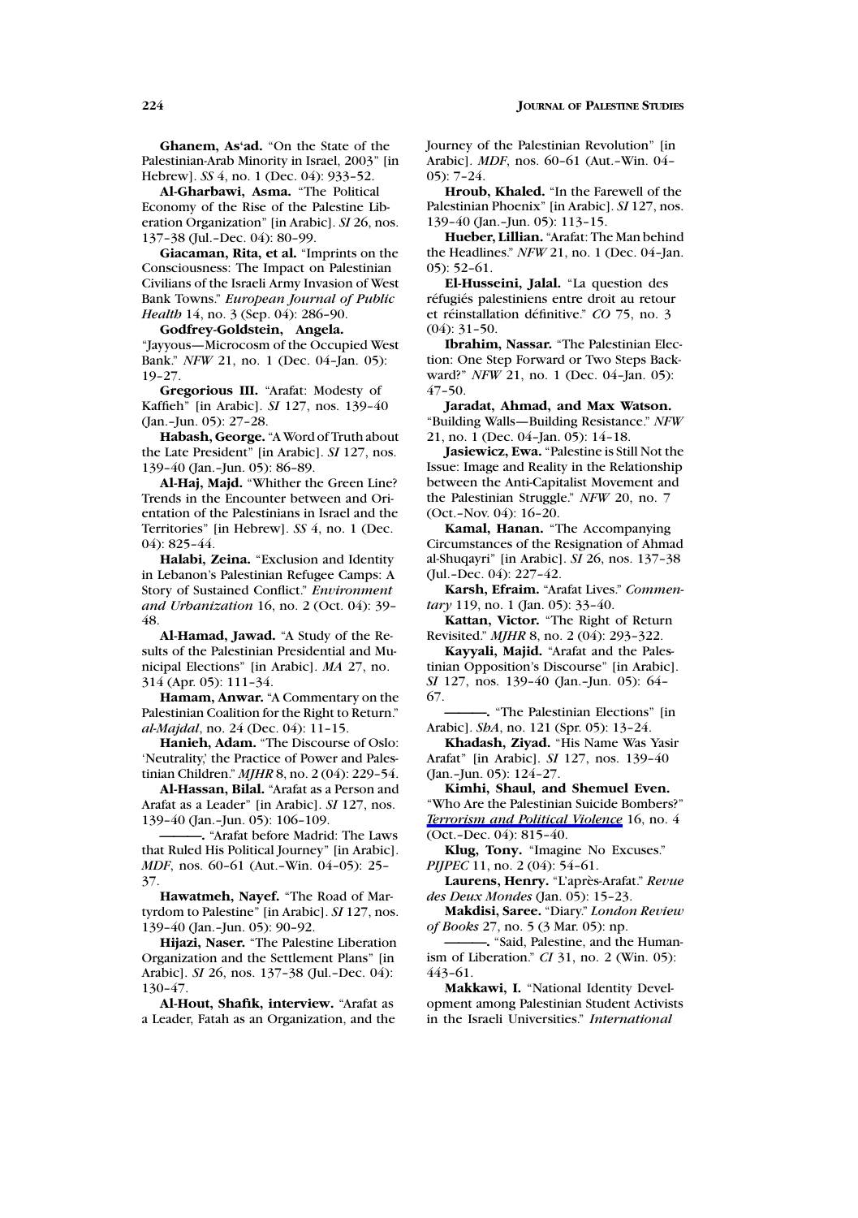**Ghanem, As'ad.** "On the State of the Palestinian-Arab Minority in Israel, 2003" [in Hebrew]. *SS* 4, no. 1 (Dec. 04): 933–52.

**Al-Gharbawi, Asma.** "The Political Economy of the Rise of the Palestine Liberation Organization" [in Arabic]. *SI* 26, nos. 137–38 (Jul.–Dec. 04): 80–99.

**Giacaman, Rita, et al.** "Imprints on the Consciousness: The Impact on Palestinian Civilians of the Israeli Army Invasion of West Bank Towns." *European Journal of Public Health* 14, no. 3 (Sep. 04): 286–90.

**Godfrey-Goldstein, Angela.** "Jayyous—Microcosm of the Occupied West Bank." *NFW* 21, no. 1 (Dec. 04–Jan. 05): 19–27.

**Gregorious III.** "Arafat: Modesty of Kaffieh" [in Arabic]. *SI* 127, nos. 139–40 (Jan.–Jun. 05): 27–28.

**Habash, George.** "A Word of Truth about the Late President" [in Arabic]. *SI* 127, nos. 139–40 (Jan.–Jun. 05): 86–89.

**Al-Haj, Majd.** "Whither the Green Line? Trends in the Encounter between and Orientation of the Palestinians in Israel and the Territories" [in Hebrew]. *SS* 4, no. 1 (Dec. 04): 825–44.

**Halabi, Zeina.** "Exclusion and Identity in Lebanon's Palestinian Refugee Camps: A Story of Sustained Conflict." *Environment and Urbanization* 16, no. 2 (Oct. 04): 39–48.

**Al-Hamad, Jawad.** "A Study of the Results of the Palestinian Presidential and Municipal Elections" [in Arabic]. *MA* 27, no. 314 (Apr. 05): 111–34.

**Hamam, Anwar.** "A Commentary on the Palestinian Coalition for the Right to Return." *al-Majdal*, no. 24 (Dec. 04): 11–15.

**Hanieh, Adam.** "The Discourse of Oslo: 'Neutrality,' the Practice of Power and Palestinian Children." *MJHR* 8, no. 2 (04): 229–54.

**Al-Hassan, Bilal.** "Arafat as a Person and Arafat as a Leader" [in Arabic]. *SI* 127, nos. 139–40 (Jan.–Jun. 05): 106–109.

**———.** "Arafat before Madrid: The Laws that Ruled His Political Journey" [in Arabic]. *MDF*, nos. 60–61 (Aut.–Win. 04–05): 25–37.

**Hawatmeh, Nayef.** "The Road of Martyrdom to Palestine" [in Arabic]. *SI* 127, nos. 139–40 (Jan.–Jun. 05): 90–92.

**Hijazi, Naser.** "The Palestine Liberation Organization and the Settlement Plans" [in Arabic]. *SI* 26, nos. 137–38 (Jul.–Dec. 04): 130–47.

**Al-Hout, Shafik, interview.** "Arafat as a Leader, Fatah as an Organization, and the Journey of the Palestinian Revolution" [in Arabic]. *MDF*, nos. 60–61 (Aut.–Win. 04–05): 7–24.

**Hroub, Khaled.** "In the Farewell of the Palestinian Phoenix" [in Arabic]. *SI* 127, nos. 139–40 (Jan.–Jun. 05): 113–15.

**Hueber, Lillian.** "Arafat: The Man behind the Headlines." *NFW* 21, no. 1 (Dec. 04–Jan. 05): 52–61.

**El-Husseini, Jalal.** "La question des réfugiés palestiniens entre droit au retour et réinstallation définitive." *CO* 75, no. 3 (04): 31–50.

**Ibrahim, Nassar.** "The Palestinian Election: One Step Forward or Two Steps Backward?" *NFW* 21, no. 1 (Dec. 04–Jan. 05): 47–50.

**Jaradat, Ahmad, and Max Watson.** "Building Walls—Building Resistance." *NFW* 21, no. 1 (Dec. 04–Jan. 05): 14–18.

**Jasiewicz, Ewa.** "Palestine is Still Not the Issue: Image and Reality in the Relationship between the Anti-Capitalist Movement and the Palestinian Struggle." *NFW* 20, no. 7 (Oct.–Nov. 04): 16–20.

**Kamal, Hanan.** "The Accompanying Circumstances of the Resignation of Ahmad al-Shuqayri" [in Arabic]. *SI* 26, nos. 137–38 (Jul.–Dec. 04): 227–42.

**Karsh, Efraim.** "Arafat Lives." *Commentary* 119, no. 1 (Jan. 05): 33–40.

**Kattan, Victor.** "The Right of Return Revisited." *MJHR* 8, no. 2 (04): 293–322.

**Kayyali, Majid.** "Arafat and the Palestinian Opposition's Discourse" [in Arabic]. *SI* 127, nos. 139–40 (Jan.–Jun. 05): 64–67.

**———.** "The Palestinian Elections" [in Arabic]. *ShA*, no. 121 (Spr. 05): 13–24.

**Khadash, Ziyad.** "His Name Was Yasir Arafat" [in Arabic]. *SI* 127, nos. 139–40 (Jan.–Jun. 05): 124–27.

**Kimhi, Shaul, and Shemuel Even.** "Who Are the Palestinian Suicide Bombers?" *Terrorism and Political Violence* 16, no. 4 (Oct.–Dec. 04): 815–40.

**Klug, Tony.** "Imagine No Excuses." *PIJPEC* 11, no. 2 (04): 54–61.

**Laurens, Henry.** "L'après-Arafat." *Revue des Deux Mondes* (Jan. 05): 15–23.

**Makdisi, Saree.** "Diary." *London Review of Books* 27, no. 5 (3 Mar. 05): np.

**———.** "Said, Palestine, and the Humanism of Liberation." *CI* 31, no. 2 (Win. 05): 443–61.

**Makkawi, I.** "National Identity Development among Palestinian Student Activists in the Israeli Universities." *International*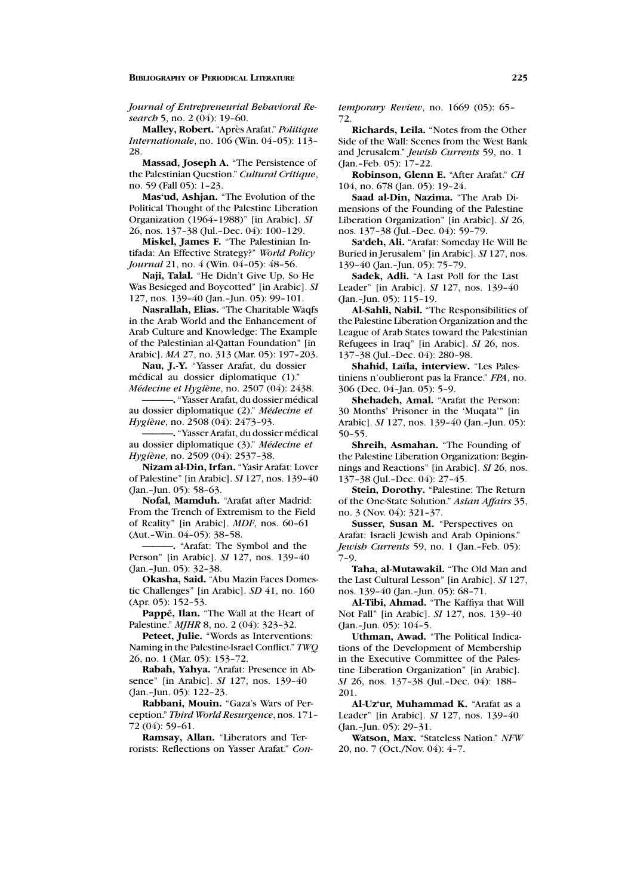*Journal of Entrepreneurial Behavioral Research* 5, no. 2 (04): 19–60.

**Malley, Robert.** "Après Arafat." *Politique Internationale*, no. 106 (Win. 04–05): 113–28.

**Massad, Joseph A.** "The Persistence of the Palestinian Question." *Cultural Critique*, no. 59 (Fall 05): 1–23.

**Mas'ud, Ashjan.** "The Evolution of the Political Thought of the Palestine Liberation Organization (1964–1988)" [in Arabic]. *SI* 26, nos. 137–38 (Jul.–Dec. 04): 100–129.

**Miskel, James F.** "The Palestinian Intifada: An Effective Strategy?" *World Policy Journal* 21, no. 4 (Win. 04–05): 48–56.

**Naji, Talal.** "He Didn't Give Up, So He Was Besieged and Boycotted" [in Arabic]. *SI* 127, nos. 139–40 (Jan.–Jun. 05): 99–101.

**Nasrallah, Elias.** "The Charitable Waqfs in the Arab World and the Enhancement of Arab Culture and Knowledge: The Example of the Palestinian al-Qattan Foundation" [in Arabic]. *MA* 27, no. 313 (Mar. 05): 197–203.

**Nau, J.-Y.** "Yasser Arafat, du dossier médical au dossier diplomatique (1)." *Médecine et Hygiène*, no. 2507 (04): 2438.

**———.** "Yasser Arafat, du dossier médical au dossier diplomatique (2)." *Médecine et Hygiène*, no. 2508 (04): 2473–93.

**———.** "Yasser Arafat, du dossier médical au dossier diplomatique (3)." *Médecine et Hygiène*, no. 2509 (04): 2537–38.

**Nizam al-Din, Irfan.** "Yasir Arafat: Lover of Palestine" [in Arabic]. *SI* 127, nos. 139–40 (Jan.–Jun. 05): 58–63.

**Nofal, Mamduh.** "Arafat after Madrid: From the Trench of Extremism to the Field of Reality" [in Arabic]. *MDF*, nos. 60–61 (Aut.–Win. 04–05): 38–58.

**———.** "Arafat: The Symbol and the Person" [in Arabic]. *SI* 127, nos. 139–40 (Jan.–Jun. 05): 32–38.

**Okasha, Said.** "Abu Mazin Faces Domestic Challenges" [in Arabic]. *SD* 41, no. 160 (Apr. 05): 152–53.

**Pappé, Ilan.** "The Wall at the Heart of Palestine." *MJHR* 8, no. 2 (04): 323–32.

**Peteet, Julie.** "Words as Interventions: Naming in the Palestine-Israel Conflict." *TWQ* 26, no. 1 (Mar. 05): 153–72.

**Rabah, Yahya.** "Arafat: Presence in Absence" [in Arabic]. *SI* 127, nos. 139–40 (Jan.–Jun. 05): 122–23.

**Rabbani, Mouin.** "Gaza's Wars of Perception." *Third World Resurgence*, nos. 171–72 (04): 59–61.

**Ramsay, Allan.** "Liberators and Terrorists: Reflections on Yasser Arafat." *Contemporary Review*, no. 1669 (05): 65–72.

**Richards, Leila.** "Notes from the Other Side of the Wall: Scenes from the West Bank and Jerusalem." *Jewish Currents* 59, no. 1 (Jan.–Feb. 05): 17–22.

**Robinson, Glenn E.** "After Arafat." *CH* 104, no. 678 (Jan. 05): 19–24.

**Saad al-Din, Nazima.** "The Arab Dimensions of the Founding of the Palestine Liberation Organization" [in Arabic]. *SI* 26, nos. 137–38 (Jul.–Dec. 04): 59–79.

**Sa'deh, Ali.** "Arafat: Someday He Will Be Buried in Jerusalem" [in Arabic]. *SI* 127, nos. 139–40 (Jan.–Jun. 05): 75–79.

**Sadek, Adli.** "A Last Poll for the Last Leader" [in Arabic]. *SI* 127, nos. 139–40 (Jan.–Jun. 05): 115–19.

**Al-Sahli, Nabil.** "The Responsibilities of the Palestine Liberation Organization and the League of Arab States toward the Palestinian Refugees in Iraq" [in Arabic]. *SI* 26, nos. 137–38 (Jul.–Dec. 04): 280–98.

**Shahid, Laïla, interview.** "Les Palestiniens n'oublieront pas la France." *FPA*, no. 306 (Dec. 04–Jan. 05): 5–9.

**Shehadeh, Amal.** "Arafat the Person: 30 Months' Prisoner in the 'Muqata'" [in Arabic]. *SI* 127, nos. 139–40 (Jan.–Jun. 05): 50–55.

**Shreih, Asmahan.** "The Founding of the Palestine Liberation Organization: Beginnings and Reactions" [in Arabic]. *SI* 26, nos. 137–38 (Jul.–Dec. 04): 27–45.

**Stein, Dorothy.** "Palestine: The Return of the One-State Solution." *Asian Affairs* 35, no. 3 (Nov. 04): 321–37.

**Susser, Susan M.** "Perspectives on Arafat: Israeli Jewish and Arab Opinions." *Jewish Currents* 59, no. 1 (Jan.–Feb. 05): 7–9.

**Taha, al-Mutawakil.** "The Old Man and the Last Cultural Lesson" [in Arabic]. *SI* 127, nos. 139–40 (Jan.–Jun. 05): 68–71.

**Al-Tibi, Ahmad.** "The Kaffiya that Will Not Fall" [in Arabic]. *SI* 127, nos. 139–40 (Jan.–Jun. 05): 104–5.

**Uthman, Awad.** "The Political Indications of the Development of Membership in the Executive Committee of the Palestine Liberation Organization" [in Arabic]. *SI* 26, nos. 137–38 (Jul.–Dec. 04): 188–201.

**Al-Uz'ur, Muhammad K.** "Arafat as a Leader" [in Arabic]. *SI* 127, nos. 139–40 (Jan.–Jun. 05): 29–31.

**Watson, Max.** "Stateless Nation." *NFW* 20, no. 7 (Oct./Nov. 04): 4–7.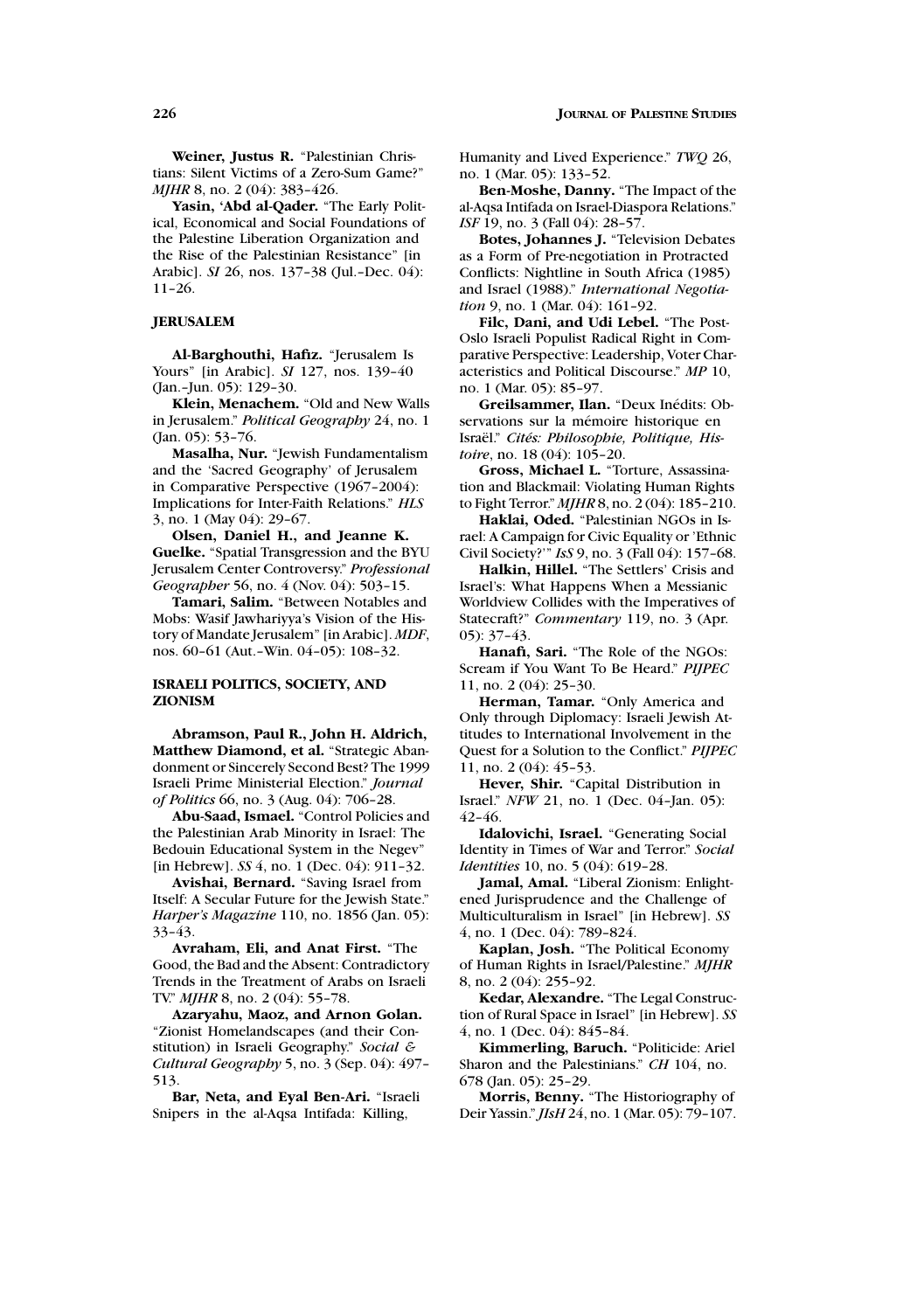**Weiner, Justus R.** "Palestinian Christians: Silent Victims of a Zero-Sum Game?" *MJHR* 8, no. 2 (04): 383–426.

**Yasin, 'Abd al-Qader.** "The Early Political, Economical and Social Foundations of the Palestine Liberation Organization and the Rise of the Palestinian Resistance" [in Arabic]. *SI* 26, nos. 137–38 (Jul.–Dec. 04): 11–26.

## JERUSALEM

**Al-Barghouthi, Hafiz.** "Jerusalem Is Yours" [in Arabic]. *SI* 127, nos. 139–40 (Jan.–Jun. 05): 129–30.

**Klein, Menachem.** "Old and New Walls in Jerusalem." *Political Geography* 24, no. 1 (Jan. 05): 53–76.

**Masalha, Nur.** "Jewish Fundamentalism and the 'Sacred Geography' of Jerusalem in Comparative Perspective (1967–2004): Implications for Inter-Faith Relations." *HLS* 3, no. 1 (May 04): 29–67.

**Olsen, Daniel H., and Jeanne K. Guelke.** "Spatial Transgression and the BYU Jerusalem Center Controversy." *Professional Geographer* 56, no. 4 (Nov. 04): 503–15.

**Tamari, Salim.** "Between Notables and Mobs: Wasif Jawhariyya's Vision of the History of Mandate Jerusalem" [in Arabic]. *MDF*, nos. 60–61 (Aut.–Win. 04–05): 108–32.

## ISRAELI POLITICS, SOCIETY, AND ZIONISM

**Abramson, Paul R., John H. Aldrich, Matthew Diamond, et al.** "Strategic Abandonment or Sincerely Second Best? The 1999 Israeli Prime Ministerial Election." *Journal of Politics* 66, no. 3 (Aug. 04): 706–28.

**Abu-Saad, Ismael.** "Control Policies and the Palestinian Arab Minority in Israel: The Bedouin Educational System in the Negev" [in Hebrew]. *SS* 4, no. 1 (Dec. 04): 911–32.

**Avishai, Bernard.** "Saving Israel from Itself: A Secular Future for the Jewish State." *Harper's Magazine* 110, no. 1856 (Jan. 05): 33–43.

**Avraham, Eli, and Anat First.** "The Good, the Bad and the Absent: Contradictory Trends in the Treatment of Arabs on Israeli TV." *MJHR* 8, no. 2 (04): 55–78.

**Azaryahu, Maoz, and Arnon Golan.** "Zionist Homelandscapes (and their Constitution) in Israeli Geography." *Social & Cultural Geography* 5, no. 3 (Sep. 04): 497–513.

**Bar, Neta, and Eyal Ben-Ari.** "Israeli Snipers in the al-Aqsa Intifada: Killing, Humanity and Lived Experience." *TWQ* 26, no. 1 (Mar. 05): 133–52.

**Ben-Moshe, Danny.** "The Impact of the al-Aqsa Intifada on Israel-Diaspora Relations." *ISF* 19, no. 3 (Fall 04): 28–57.

**Botes, Johannes J.** "Television Debates as a Form of Pre-negotiation in Protracted Conflicts: Nightline in South Africa (1985) and Israel (1988)." *International Negotiation* 9, no. 1 (Mar. 04): 161–92.

**Filc, Dani, and Udi Lebel.** "The Post-Oslo Israeli Populist Radical Right in Comparative Perspective: Leadership, Voter Characteristics and Political Discourse." *MP* 10, no. 1 (Mar. 05): 85–97.

**Greilsammer, Ilan.** "Deux Inédits: Observations sur la mémoire historique en Israël." *Cités: Philosophie, Politique, Histoire*, no. 18 (04): 105–20.

**Gross, Michael L.** "Torture, Assassination and Blackmail: Violating Human Rights to Fight Terror." *MJHR* 8, no. 2 (04): 185–210.

**Haklai, Oded.** "Palestinian NGOs in Israel: A Campaign for Civic Equality or 'Ethnic Civil Society?'" *IsS* 9, no. 3 (Fall 04): 157–68.

**Halkin, Hillel.** "The Settlers' Crisis and Israel's: What Happens When a Messianic Worldview Collides with the Imperatives of Statecraft?" *Commentary* 119, no. 3 (Apr. 05): 37–43.

**Hanafi, Sari.** "The Role of the NGOs: Scream if You Want To Be Heard." *PIJPEC* 11, no. 2 (04): 25–30.

**Herman, Tamar.** "Only America and Only through Diplomacy: Israeli Jewish Attitudes to International Involvement in the Quest for a Solution to the Conflict." *PIJPEC* 11, no. 2 (04): 45–53.

**Hever, Shir.** "Capital Distribution in Israel." *NFW* 21, no. 1 (Dec. 04–Jan. 05): 42–46.

**Idalovichi, Israel.** "Generating Social Identity in Times of War and Terror." *Social Identities* 10, no. 5 (04): 619–28.

**Jamal, Amal.** "Liberal Zionism: Enlightened Jurisprudence and the Challenge of Multiculturalism in Israel" [in Hebrew]. *SS* 4, no. 1 (Dec. 04): 789–824.

**Kaplan, Josh.** "The Political Economy of Human Rights in Israel/Palestine." *MJHR* 8, no. 2 (04): 255–92.

**Kedar, Alexandre.** "The Legal Construction of Rural Space in Israel" [in Hebrew]. *SS* 4, no. 1 (Dec. 04): 845–84.

**Kimmerling, Baruch.** "Politicide: Ariel Sharon and the Palestinians." *CH* 104, no. 678 (Jan. 05): 25–29.

**Morris, Benny.** "The Historiography of Deir Yassin." *JIsH* 24, no. 1 (Mar. 05): 79–107.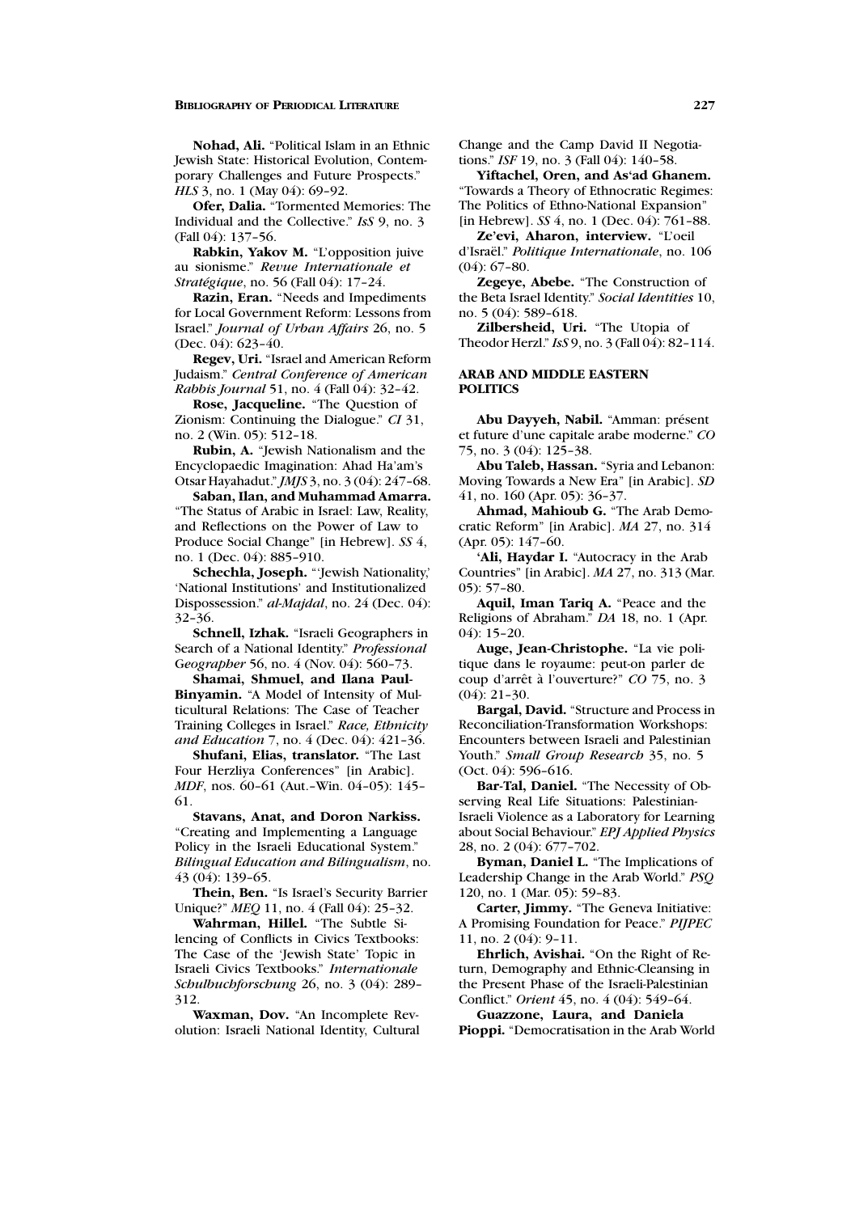**Nohad, Ali.** "Political Islam in an Ethnic Jewish State: Historical Evolution, Contemporary Challenges and Future Prospects." *HLS* 3, no. 1 (May 04): 69–92.

**Ofer, Dalia.** "Tormented Memories: The Individual and the Collective." *IsS* 9, no. 3 (Fall 04): 137–56.

**Rabkin, Yakov M.** "L'opposition juive au sionisme." *Revue Internationale et Stratégique*, no. 56 (Fall 04): 17–24.

**Razin, Eran.** "Needs and Impediments for Local Government Reform: Lessons from Israel." *Journal of Urban Affairs* 26, no. 5 (Dec. 04): 623–40.

**Regev, Uri.** "Israel and American Reform Judaism." *Central Conference of American Rabbis Journal* 51, no. 4 (Fall 04): 32–42.

**Rose, Jacqueline.** "The Question of Zionism: Continuing the Dialogue." *CI* 31, no. 2 (Win. 05): 512–18.

**Rubin, A.** "Jewish Nationalism and the Encyclopaedic Imagination: Ahad Ha'am's Otsar Hayahadut." *JMJS* 3, no. 3 (04): 247–68.

**Saban, Ilan, and Muhammad Amarra.** "The Status of Arabic in Israel: Law, Reality, and Reflections on the Power of Law to Produce Social Change" [in Hebrew]. *SS* 4, no. 1 (Dec. 04): 885–910.

**Schechla, Joseph.** "'Jewish Nationality,' 'National Institutions' and Institutionalized Dispossession." *al-Majdal*, no. 24 (Dec. 04): 32–36.

**Schnell, Izhak.** "Israeli Geographers in Search of a National Identity." *Professional Geographer* 56, no. 4 (Nov. 04): 560–73.

**Shamai, Shmuel, and Ilana Paul-Binyamin.** "A Model of Intensity of Multicultural Relations: The Case of Teacher Training Colleges in Israel." *Race, Ethnicity and Education* 7, no. 4 (Dec. 04): 421–36.

**Shufani, Elias, translator.** "The Last Four Herzliya Conferences" [in Arabic]. *MDF*, nos. 60–61 (Aut.–Win. 04–05): 145–61.

**Stavans, Anat, and Doron Narkiss.** "Creating and Implementing a Language Policy in the Israeli Educational System." *Bilingual Education and Bilingualism*, no. 43 (04): 139–65.

**Thein, Ben.** "Is Israel's Security Barrier Unique?" *MEQ* 11, no. 4 (Fall 04): 25–32.

**Wahrman, Hillel.** "The Subtle Silencing of Conflicts in Civics Textbooks: The Case of the 'Jewish State' Topic in Israeli Civics Textbooks." *Internationale Schulbuchforschung* 26, no. 3 (04): 289–312.

**Waxman, Dov.** "An Incomplete Revolution: Israeli National Identity, Cultural Change and the Camp David II Negotiations." *ISF* 19, no. 3 (Fall 04): 140–58.

**Yiftachel, Oren, and As'ad Ghanem.** "Towards a Theory of Ethnocratic Regimes: The Politics of Ethno-National Expansion" [in Hebrew]. *SS* 4, no. 1 (Dec. 04): 761–88.

**Ze'evi, Aharon, interview.** "L'oeil d'Israël." *Politique Internationale*, no. 106 (04): 67–80.

**Zegeye, Abebe.** "The Construction of the Beta Israel Identity." *Social Identities* 10, no. 5 (04): 589–618.

**Zilbersheid, Uri.** "The Utopia of Theodor Herzl." *IsS* 9, no. 3 (Fall 04): 82–114.

## ARAB AND MIDDLE EASTERN POLITICS

**Abu Dayyeh, Nabil.** "Amman: présent et future d'une capitale arabe moderne." *CO* 75, no. 3 (04): 125–38.

**Abu Taleb, Hassan.** "Syria and Lebanon: Moving Towards a New Era" [in Arabic]. *SD* 41, no. 160 (Apr. 05): 36–37.

**Ahmad, Mahioub G.** "The Arab Democratic Reform" [in Arabic]. *MA* 27, no. 314 (Apr. 05): 147–60.

**'Ali, Haydar I.** "Autocracy in the Arab Countries" [in Arabic]. *MA* 27, no. 313 (Mar. 05): 57–80.

**Aquil, Iman Tariq A.** "Peace and the Religions of Abraham." *DA* 18, no. 1 (Apr. 04): 15–20.

**Auge, Jean-Christophe.** "La vie politique dans le royaume: peut-on parler de coup d'arrêt à l'ouverture?" *CO* 75, no. 3 (04): 21–30.

**Bargal, David.** "Structure and Process in Reconciliation-Transformation Workshops: Encounters between Israeli and Palestinian Youth." *Small Group Research* 35, no. 5 (Oct. 04): 596–616.

**Bar-Tal, Daniel.** "The Necessity of Observing Real Life Situations: Palestinian-Israeli Violence as a Laboratory for Learning about Social Behaviour." *EPJ Applied Physics* 28, no. 2 (04): 677–702.

**Byman, Daniel L.** "The Implications of Leadership Change in the Arab World." *PSQ* 120, no. 1 (Mar. 05): 59–83.

**Carter, Jimmy.** "The Geneva Initiative: A Promising Foundation for Peace." *PIJPEC* 11, no. 2 (04): 9–11.

**Ehrlich, Avishai.** "On the Right of Return, Demography and Ethnic-Cleansing in the Present Phase of the Israeli-Palestinian Conflict." *Orient* 45, no. 4 (04): 549–64.

**Guazzone, Laura, and Daniela Pioppi.** "Democratisation in the Arab World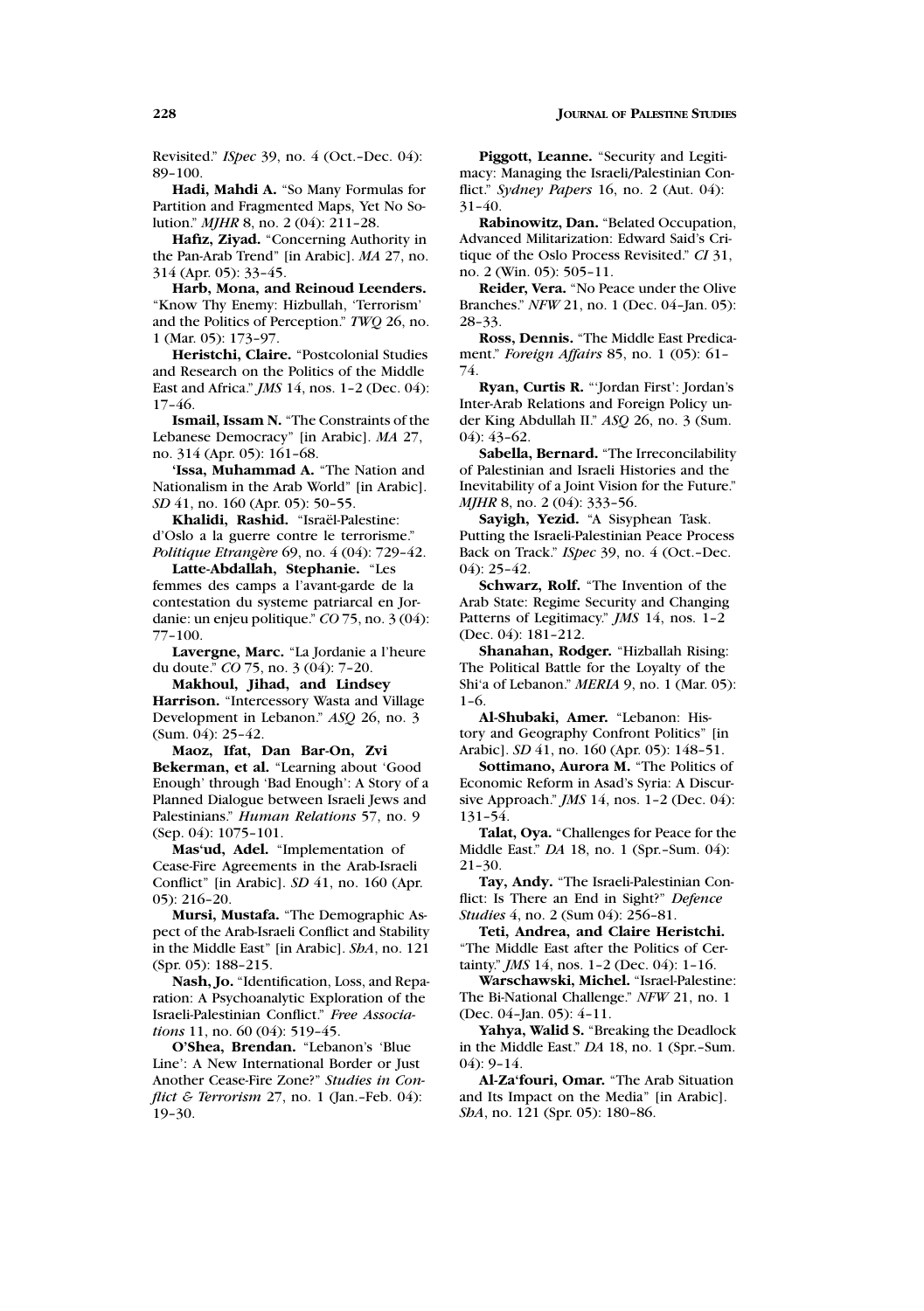Revisited." *ISpec* 39, no. 4 (Oct.–Dec. 04): 89–100.

**Hadi, Mahdi A.** "So Many Formulas for Partition and Fragmented Maps, Yet No Solution." *MJHR* 8, no. 2 (04): 211–28.

**Hafiz, Ziyad.** "Concerning Authority in the Pan-Arab Trend" [in Arabic]. *MA* 27, no. 314 (Apr. 05): 33–45.

**Harb, Mona, and Reinoud Leenders.** "Know Thy Enemy: Hizbullah, 'Terrorism' and the Politics of Perception." *TWQ* 26, no. 1 (Mar. 05): 173–97.

**Heristchi, Claire.** "Postcolonial Studies and Research on the Politics of the Middle East and Africa." *JMS* 14, nos. 1–2 (Dec. 04): 17–46.

**Ismail, Issam N.** "The Constraints of the Lebanese Democracy" [in Arabic]. *MA* 27, no. 314 (Apr. 05): 161–68.

**'Issa, Muhammad A.** "The Nation and Nationalism in the Arab World" [in Arabic]. *SD* 41, no. 160 (Apr. 05): 50–55.

**Khalidi, Rashid.** "Israël-Palestine: d'Oslo a la guerre contre le terrorisme." *Politique Etrangère* 69, no. 4 (04): 729–42.

**Latte-Abdallah, Stephanie.** "Les femmes des camps a l'avant-garde de la contestation du systeme patriarcal en Jordanie: un enjeu politique." *CO* 75, no. 3 (04): 77–100.

**Lavergne, Marc.** "La Jordanie a l'heure du doute." *CO* 75, no. 3 (04): 7–20.

**Makhoul, Jihad, and Lindsey Harrison.** "Intercessory Wasta and Village Development in Lebanon." *ASQ* 26, no. 3 (Sum. 04): 25–42.

**Maoz, Ifat, Dan Bar-On, Zvi Bekerman, et al.** "Learning about 'Good Enough' through 'Bad Enough': A Story of a Planned Dialogue between Israeli Jews and Palestinians." *Human Relations* 57, no. 9 (Sep. 04): 1075–101.

**Mas'ud, Adel.** "Implementation of Cease-Fire Agreements in the Arab-Israeli Conflict" [in Arabic]. *SD* 41, no. 160 (Apr. 05): 216–20.

**Mursi, Mustafa.** "The Demographic Aspect of the Arab-Israeli Conflict and Stability in the Middle East" [in Arabic]. *ShA*, no. 121 (Spr. 05): 188–215.

**Nash, Jo.** "Identification, Loss, and Reparation: A Psychoanalytic Exploration of the Israeli-Palestinian Conflict." *Free Associations* 11, no. 60 (04): 519–45.

**O'Shea, Brendan.** "Lebanon's 'Blue Line': A New International Border or Just Another Cease-Fire Zone?" *Studies in Conflict & Terrorism* 27, no. 1 (Jan.–Feb. 04): 19–30.

**Piggott, Leanne.** "Security and Legitimacy: Managing the Israeli/Palestinian Conflict." *Sydney Papers* 16, no. 2 (Aut. 04): 31–40.

**Rabinowitz, Dan.** "Belated Occupation, Advanced Militarization: Edward Said's Critique of the Oslo Process Revisited." *CI* 31, no. 2 (Win. 05): 505–11.

**Reider, Vera.** "No Peace under the Olive Branches." *NFW* 21, no. 1 (Dec. 04–Jan. 05): 28–33.

**Ross, Dennis.** "The Middle East Predicament." *Foreign Affairs* 85, no. 1 (05): 61–74.

**Ryan, Curtis R.** "'Jordan First': Jordan's Inter-Arab Relations and Foreign Policy under King Abdullah II." *ASQ* 26, no. 3 (Sum. 04): 43–62.

**Sabella, Bernard.** "The Irreconcilability of Palestinian and Israeli Histories and the Inevitability of a Joint Vision for the Future." *MJHR* 8, no. 2 (04): 333–56.

**Sayigh, Yezid.** "A Sisyphean Task. Putting the Israeli-Palestinian Peace Process Back on Track." *ISpec* 39, no. 4 (Oct.–Dec. 04): 25–42.

**Schwarz, Rolf.** "The Invention of the Arab State: Regime Security and Changing Patterns of Legitimacy." *JMS* 14, nos. 1–2 (Dec. 04): 181–212.

**Shanahan, Rodger.** "Hizballah Rising: The Political Battle for the Loyalty of the Shi'a of Lebanon." *MERIA* 9, no. 1 (Mar. 05): 1–6.

**Al-Shubaki, Amer.** "Lebanon: History and Geography Confront Politics" [in Arabic]. *SD* 41, no. 160 (Apr. 05): 148–51.

**Sottimano, Aurora M.** "The Politics of Economic Reform in Asad's Syria: A Discursive Approach." *JMS* 14, nos. 1–2 (Dec. 04): 131–54.

**Talat, Oya.** "Challenges for Peace for the Middle East." *DA* 18, no. 1 (Spr.–Sum. 04): 21–30.

**Tay, Andy.** "The Israeli-Palestinian Conflict: Is There an End in Sight?" *Defence Studies* 4, no. 2 (Sum 04): 256–81.

**Teti, Andrea, and Claire Heristchi.** "The Middle East after the Politics of Certainty." *JMS* 14, nos. 1–2 (Dec. 04): 1–16.

**Warschawski, Michel.** "Israel-Palestine: The Bi-National Challenge." *NFW* 21, no. 1 (Dec. 04–Jan. 05): 4–11.

**Yahya, Walid S.** "Breaking the Deadlock in the Middle East." *DA* 18, no. 1 (Spr.–Sum. 04): 9–14.

**Al-Za'fouri, Omar.** "The Arab Situation and Its Impact on the Media" [in Arabic]. *ShA*, no. 121 (Spr. 05): 180–86.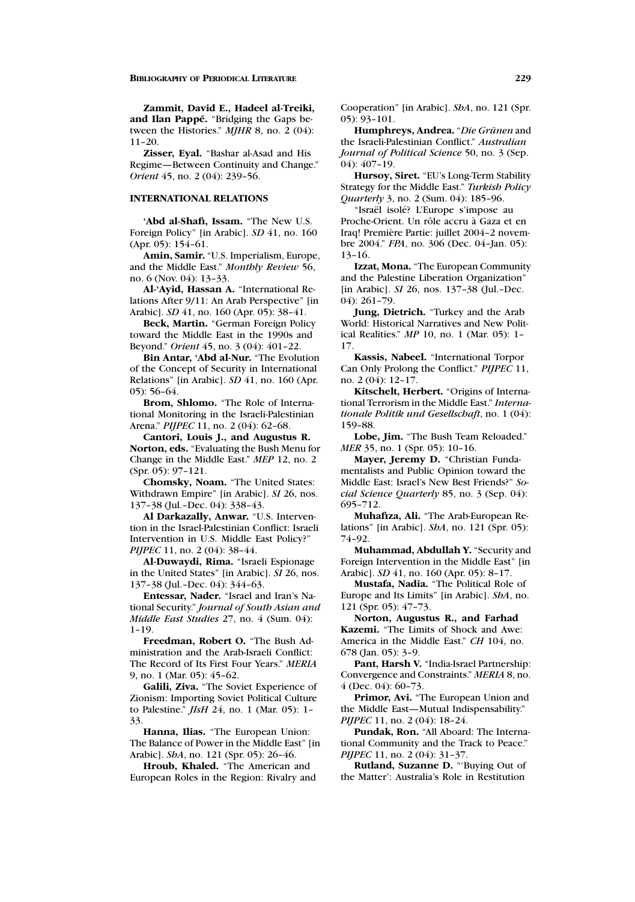**Zammit, David E., Hadeel al-Treiki, and Ilan Pappé.** "Bridging the Gaps between the Histories." *MJHR* 8, no. 2 (04): 11–20.

**Zisser, Eyal.** "Bashar al-Asad and His Regime—Between Continuity and Change." *Orient* 45, no. 2 (04): 239–56.

## INTERNATIONAL RELATIONS

**'Abd al-Shafi, Issam.** "The New U.S. Foreign Policy" [in Arabic]. *SD* 41, no. 160 (Apr. 05): 154–61.

**Amin, Samir.** "U.S. Imperialism, Europe, and the Middle East." *Monthly Review* 56, no. 6 (Nov. 04): 13–33.

**Al-'Ayid, Hassan A.** "International Relations After 9/11: An Arab Perspective" [in Arabic]. *SD* 41, no. 160 (Apr. 05): 38–41.

**Beck, Martin.** "German Foreign Policy toward the Middle East in the 1990s and Beyond." *Orient* 45, no. 3 (04): 401–22.

**Bin Antar, 'Abd al-Nur.** "The Evolution of the Concept of Security in International Relations" [in Arabic]. *SD* 41, no. 160 (Apr. 05): 56–64.

**Brom, Shlomo.** "The Role of International Monitoring in the Israeli-Palestinian Arena." *PIJPEC* 11, no. 2 (04): 62–68.

**Cantori, Louis J., and Augustus R. Norton, eds.** "Evaluating the Bush Menu for Change in the Middle East." *MEP* 12, no. 2 (Spr. 05): 97–121.

**Chomsky, Noam.** "The United States: Withdrawn Empire" [in Arabic]. *SI* 26, nos. 137–38 (Jul.–Dec. 04): 338–43.

**Al Darkazally, Anwar.** "U.S. Intervention in the Israel-Palestinian Conflict: Israeli Intervention in U.S. Middle East Policy?" *PIJPEC* 11, no. 2 (04): 38–44.

**Al-Duwaydi, Rima.** "Israeli Espionage in the United States" [in Arabic]. *SI* 26, nos. 137–38 (Jul.–Dec. 04): 344–63.

**Entessar, Nader.** "Israel and Iran's National Security." *Journal of South Asian and Middle East Studies* 27, no. 4 (Sum. 04): 1–19.

**Freedman, Robert O.** "The Bush Administration and the Arab-Israeli Conflict: The Record of Its First Four Years." *MERIA* 9, no. 1 (Mar. 05): 45–62.

**Galili, Ziva.** "The Soviet Experience of Zionism: Importing Soviet Political Culture to Palestine." *JIsH* 24, no. 1 (Mar. 05): 1–33.

**Hanna, Ilias.** "The European Union: The Balance of Power in the Middle East" [in Arabic]. *ShA*, no. 121 (Spr. 05): 26–46.

**Hroub, Khaled.** "The American and European Roles in the Region: Rivalry and Cooperation" [in Arabic]. *ShA*, no. 121 (Spr. 05): 93–101.

**Humphreys, Andrea.** "*Die Grünen* and the Israeli-Palestinian Conflict." *Australian Journal of Political Science* 50, no. 3 (Sep. 04): 407–19.

**Hursoy, Siret.** "EU's Long-Term Stability Strategy for the Middle East." *Turkish Policy Quarterly* 3, no. 2 (Sum. 04): 185–96.

"Israël isolé? L'Europe s'impose au Proche-Orient. Un rôle accru à Gaza et en Iraq! Première Partie: juillet 2004–2 novembre 2004." *FPA*, no. 306 (Dec. 04–Jan. 05): 13–16.

**Izzat, Mona.** "The European Community and the Palestine Liberation Organization" [in Arabic]. *SI* 26, nos. 137–38 (Jul.–Dec. 04): 261–79.

**Jung, Dietrich.** "Turkey and the Arab World: Historical Narratives and New Political Realities." *MP* 10, no. 1 (Mar. 05): 1–17.

**Kassis, Nabeel.** "International Torpor Can Only Prolong the Conflict." *PIJPEC* 11, no. 2 (04): 12–17.

**Kitschelt, Herbert.** "Origins of International Terrorism in the Middle East." *Internationale Politik und Gesellschaft*, no. 1 (04): 159–88.

**Lobe, Jim.** "The Bush Team Reloaded." *MER* 35, no. 1 (Spr. 05): 10–16.

**Mayer, Jeremy D.** "Christian Fundamentalists and Public Opinion toward the Middle East: Israel's New Best Friends?" *Social Science Quarterly* 85, no. 3 (Sep. 04): 695–712.

**Muhafiza, Ali.** "The Arab-European Relations" [in Arabic]. *ShA*, no. 121 (Spr. 05): 74–92.

**Muhammad, Abdullah Y.** "Security and Foreign Intervention in the Middle East" [in Arabic]. *SD* 41, no. 160 (Apr. 05): 8–17.

**Mustafa, Nadia.** "The Political Role of Europe and Its Limits" [in Arabic]. *ShA*, no. 121 (Spr. 05): 47–73.

**Norton, Augustus R., and Farhad Kazemi.** "The Limits of Shock and Awe: America in the Middle East." *CH* 104, no. 678 (Jan. 05): 3–9.

**Pant, Harsh V.** "India-Israel Partnership: Convergence and Constraints." *MERIA* 8, no. 4 (Dec. 04): 60–73.

**Primor, Avi.** "The European Union and the Middle East—Mutual Indispensability." *PIJPEC* 11, no. 2 (04): 18–24.

**Pundak, Ron.** "All Aboard: The International Community and the Track to Peace." *PIJPEC* 11, no. 2 (04): 31–37.

**Rutland, Suzanne D.** "'Buying Out of the Matter': Australia's Role in Restitution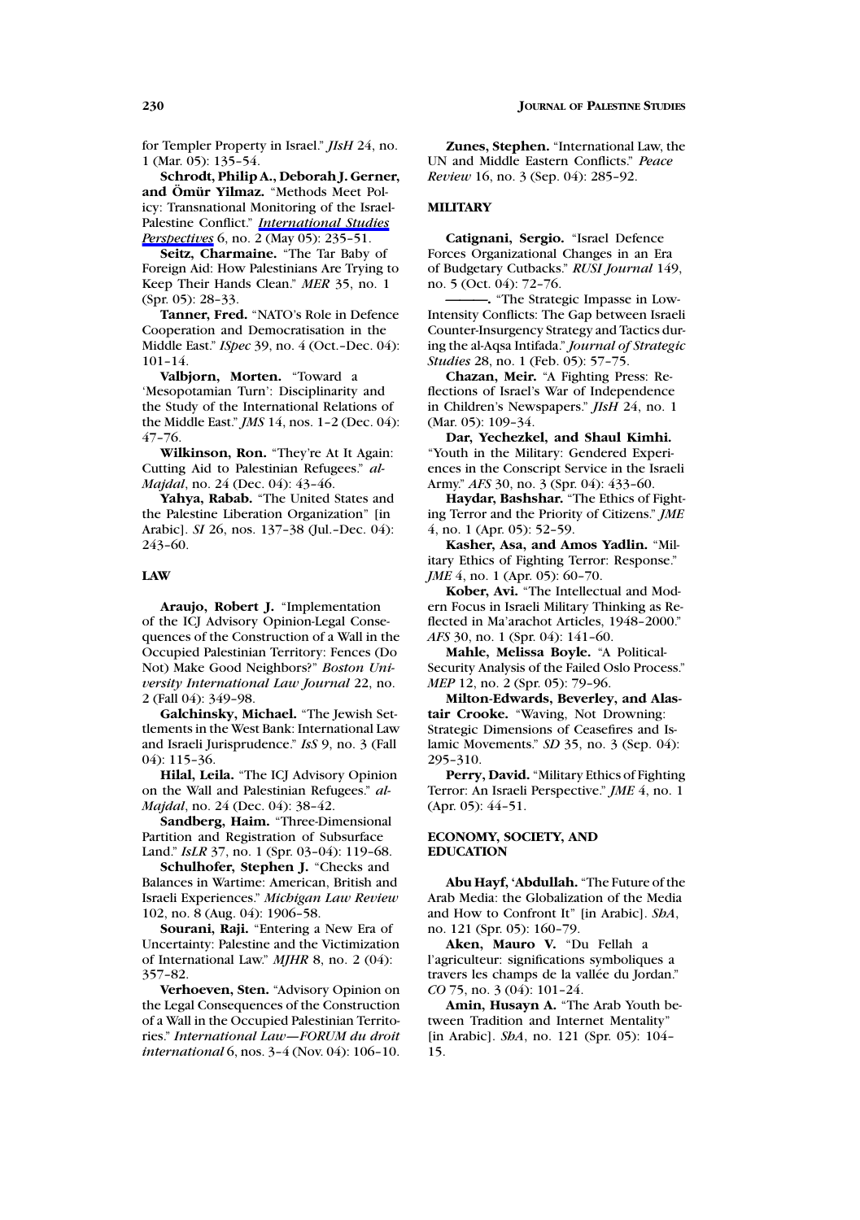for Templer Property in Israel." *JIsH* 24, no. 1 (Mar. 05): 135–54.

**Schrodt, Philip A., Deborah J. Gerner, and Ömür Yilmaz.** "Methods Meet Policy: Transnational Monitoring of the Israel-Palestine Conflict." *International Studies Perspectives* 6, no. 2 (May 05): 235–51.

**Seitz, Charmaine.** "The Tar Baby of Foreign Aid: How Palestinians Are Trying to Keep Their Hands Clean." *MER* 35, no. 1 (Spr. 05): 28–33.

**Tanner, Fred.** "NATO's Role in Defence Cooperation and Democratisation in the Middle East." *ISpec* 39, no. 4 (Oct.–Dec. 04): 101–14.

**Valbjorn, Morten.** "Toward a 'Mesopotamian Turn': Disciplinarity and the Study of the International Relations of the Middle East." *JMS* 14, nos. 1–2 (Dec. 04): 47–76.

**Wilkinson, Ron.** "They're At It Again: Cutting Aid to Palestinian Refugees." *al-Majdal*, no. 24 (Dec. 04): 43–46.

**Yahya, Rabab.** "The United States and the Palestine Liberation Organization" [in Arabic]. *SI* 26, nos. 137–38 (Jul.–Dec. 04): 243–60.

**Zunes, Stephen.** "International Law, the UN and Middle Eastern Conflicts." *Peace Review* 16, no. 3 (Sep. 04): 285–92.

## LAW

**Araujo, Robert J.** "Implementation of the ICJ Advisory Opinion-Legal Consequences of the Construction of a Wall in the Occupied Palestinian Territory: Fences (Do Not) Make Good Neighbors?" *Boston University International Law Journal* 22, no. 2 (Fall 04): 349–98.

**Galchinsky, Michael.** "The Jewish Settlements in the West Bank: International Law and Israeli Jurisprudence." *IsS* 9, no. 3 (Fall 04): 115–36.

**Hilal, Leila.** "The ICJ Advisory Opinion on the Wall and Palestinian Refugees." *al-Majdal*, no. 24 (Dec. 04): 38–42.

**Sandberg, Haim.** "Three-Dimensional Partition and Registration of Subsurface Land." *IsLR* 37, no. 1 (Spr. 03–04): 119–68.

**Schulhofer, Stephen J.** "Checks and Balances in Wartime: American, British and Israeli Experiences." *Michigan Law Review* 102, no. 8 (Aug. 04): 1906–58.

**Sourani, Raji.** "Entering a New Era of Uncertainty: Palestine and the Victimization of International Law." *MJHR* 8, no. 2 (04): 357–82.

**Verhoeven, Sten.** "Advisory Opinion on the Legal Consequences of the Construction of a Wall in the Occupied Palestinian Territories." *International Law—FORUM du droit international* 6, nos. 3–4 (Nov. 04): 106–10.

## MILITARY

**Catignani, Sergio.** "Israel Defence Forces Organizational Changes in an Era of Budgetary Cutbacks." *RUSI Journal* 149, no. 5 (Oct. 04): 72–76.

———. "The Strategic Impasse in Low-Intensity Conflicts: The Gap between Israeli Counter-Insurgency Strategy and Tactics during the al-Aqsa Intifada." *Journal of Strategic Studies* 28, no. 1 (Feb. 05): 57–75.

**Chazan, Meir.** "A Fighting Press: Reflections of Israel's War of Independence in Children's Newspapers." *JIsH* 24, no. 1 (Mar. 05): 109–34.

**Dar, Yechezkel, and Shaul Kimhi.** "Youth in the Military: Gendered Experiences in the Conscript Service in the Israeli Army." *AFS* 30, no. 3 (Spr. 04): 433–60.

**Haydar, Bashshar.** "The Ethics of Fighting Terror and the Priority of Citizens." *JME* 4, no. 1 (Apr. 05): 52–59.

**Kasher, Asa, and Amos Yadlin.** "Military Ethics of Fighting Terror: Response." *JME* 4, no. 1 (Apr. 05): 60–70.

**Kober, Avi.** "The Intellectual and Modern Focus in Israeli Military Thinking as Reflected in Ma'arachot Articles, 1948–2000." *AFS* 30, no. 1 (Spr. 04): 141–60.

**Mahle, Melissa Boyle.** "A Political-Security Analysis of the Failed Oslo Process." *MEP* 12, no. 2 (Spr. 05): 79–96.

**Milton-Edwards, Beverley, and Alastair Crooke.** "Waving, Not Drowning: Strategic Dimensions of Ceasefires and Islamic Movements." *SD* 35, no. 3 (Sep. 04): 295–310.

**Perry, David.** "Military Ethics of Fighting Terror: An Israeli Perspective." *JME* 4, no. 1 (Apr. 05): 44–51.

## ECONOMY, SOCIETY, AND EDUCATION

**Abu Hayf, 'Abdullah.** "The Future of the Arab Media: the Globalization of the Media and How to Confront It" [in Arabic]. *ShA*, no. 121 (Spr. 05): 160–79.

**Aken, Mauro V.** "Du Fellah a l'agriculteur: significations symboliques a travers les champs de la vallée du Jordan." *CO* 75, no. 3 (04): 101–24.

**Amin, Husayn A.** "The Arab Youth between Tradition and Internet Mentality" [in Arabic]. *ShA*, no. 121 (Spr. 05): 104–15.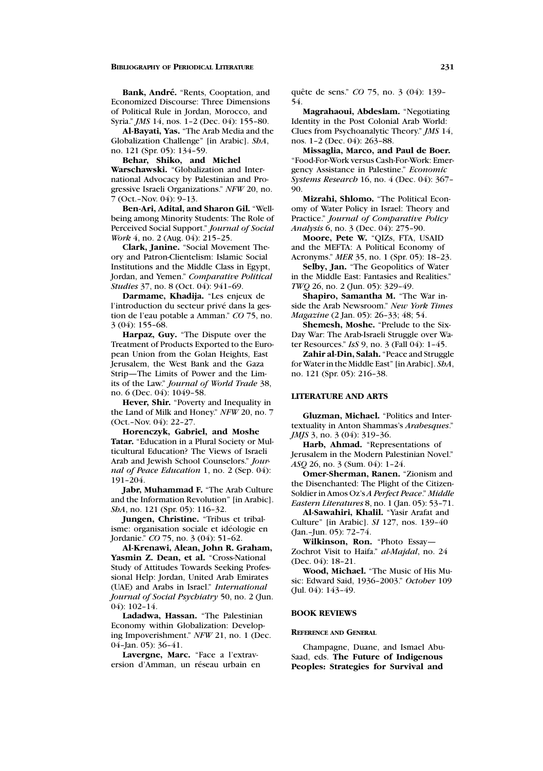**Bank, André.** "Rents, Cooptation, and Economized Discourse: Three Dimensions of Political Rule in Jordan, Morocco, and Syria." *JMS* 14, nos. 1–2 (Dec. 04): 155–80.

**Al-Bayati, Yas.** "The Arab Media and the Globalization Challenge" [in Arabic]. *ShA*, no. 121 (Spr. 05): 134–59.

**Behar, Shiko, and Michel Warschawski.** "Globalization and International Advocacy by Palestinian and Progressive Israeli Organizations." *NFW* 20, no. 7 (Oct.–Nov. 04): 9–13.

**Ben-Ari, Adital, and Sharon Gil.** "Wellbeing among Minority Students: The Role of Perceived Social Support." *Journal of Social Work* 4, no. 2 (Aug. 04): 215–25.

**Clark, Janine.** "Social Movement Theory and Patron-Clientelism: Islamic Social Institutions and the Middle Class in Egypt, Jordan, and Yemen." *Comparative Political Studies* 37, no. 8 (Oct. 04): 941–69.

**Darmame, Khadija.** "Les enjeux de l'introduction du secteur privé dans la gestion de l'eau potable a Amman." *CO* 75, no. 3 (04): 155–68.

**Harpaz, Guy.** "The Dispute over the Treatment of Products Exported to the European Union from the Golan Heights, East Jerusalem, the West Bank and the Gaza Strip—The Limits of Power and the Limits of the Law." *Journal of World Trade* 38, no. 6 (Dec. 04): 1049–58.

**Hever, Shir.** "Poverty and Inequality in the Land of Milk and Honey." *NFW* 20, no. 7 (Oct.–Nov. 04): 22–27.

**Horenczyk, Gabriel, and Moshe Tatar.** "Education in a Plural Society or Multicultural Education? The Views of Israeli Arab and Jewish School Counselors." *Journal of Peace Education* 1, no. 2 (Sep. 04): 191–204.

**Jabr, Muhammad F.** "The Arab Culture and the Information Revolution" [in Arabic]. *ShA*, no. 121 (Spr. 05): 116–32.

**Jungen, Christine.** "Tribus et tribalisme: organisation sociale et idéologie en Jordanie." *CO* 75, no. 3 (04): 51–62.

**Al-Krenawi, Alean, John R. Graham, Yasmin Z. Dean, et al.** "Cross-National Study of Attitudes Towards Seeking Professional Help: Jordan, United Arab Emirates (UAE) and Arabs in Israel." *International Journal of Social Psychiatry* 50, no. 2 (Jun. 04): 102–14.

**Ladadwa, Hassan.** "The Palestinian Economy within Globalization: Developing Impoverishment." *NFW* 21, no. 1 (Dec. 04–Jan. 05): 36–41.

**Lavergne, Marc.** "Face a l'extraversion d'Amman, un réseau urbain en quête de sens." *CO* 75, no. 3 (04): 139–54.

**Magrahaoui, Abdeslam.** "Negotiating Identity in the Post Colonial Arab World: Clues from Psychoanalytic Theory." *JMS* 14, nos. 1–2 (Dec. 04): 263–88.

**Missaglia, Marco, and Paul de Boer.** "Food-For-Work versus Cash-For-Work: Emergency Assistance in Palestine." *Economic Systems Research* 16, no. 4 (Dec. 04): 367–90.

**Mizrahi, Shlomo.** "The Political Economy of Water Policy in Israel: Theory and Practice." *Journal of Comparative Policy Analysis* 6, no. 3 (Dec. 04): 275–90.

**Moore, Pete W.** "QIZs, FTA, USAID and the MEFTA: A Political Economy of Acronyms." *MER* 35, no. 1 (Spr. 05): 18–23.

**Selby, Jan.** "The Geopolitics of Water in the Middle East: Fantasies and Realities." *TWQ* 26, no. 2 (Jun. 05): 329–49.

**Shapiro, Samantha M.** "The War inside the Arab Newsroom." *New York Times Magazine* (2 Jan. 05): 26–33; 48; 54.

**Shemesh, Moshe.** "Prelude to the Six-Day War: The Arab-Israeli Struggle over Water Resources." *IsS* 9, no. 3 (Fall 04): 1–45.

**Zahir al-Din, Salah.** "Peace and Struggle for Water in the Middle East" [in Arabic]. *ShA*, no. 121 (Spr. 05): 216–38.

## LITERATURE AND ARTS

**Gluzman, Michael.** "Politics and Intertextuality in Anton Shammas's *Arabesques*." *JMJS* 3, no. 3 (04): 319–36.

**Harb, Ahmad.** "Representations of Jerusalem in the Modern Palestinian Novel." *ASQ* 26, no. 3 (Sum. 04): 1–24.

**Omer-Sherman, Ranen.** "Zionism and the Disenchanted: The Plight of the Citizen-Soldier in Amos Oz's *A Perfect Peace*." *Middle Eastern Literatures* 8, no. 1 (Jan. 05): 53–71.

**Al-Sawahiri, Khalil.** "Yasir Arafat and Culture" [in Arabic]. *SI* 127, nos. 139–40 (Jan.–Jun. 05): 72–74.

**Wilkinson, Ron.** "Photo Essay—Zochrot Visit to Haifa." *al-Majdal*, no. 24 (Dec. 04): 18–21.

**Wood, Michael.** "The Music of His Music: Edward Said, 1936–2003." *October* 109 (Jul. 04): 143–49.

## BOOK REVIEWS

### REFERENCE AND GENERAL

Champagne, Duane, and Ismael Abu-Saad, eds. **The Future of Indigenous Peoples: Strategies for Survival and**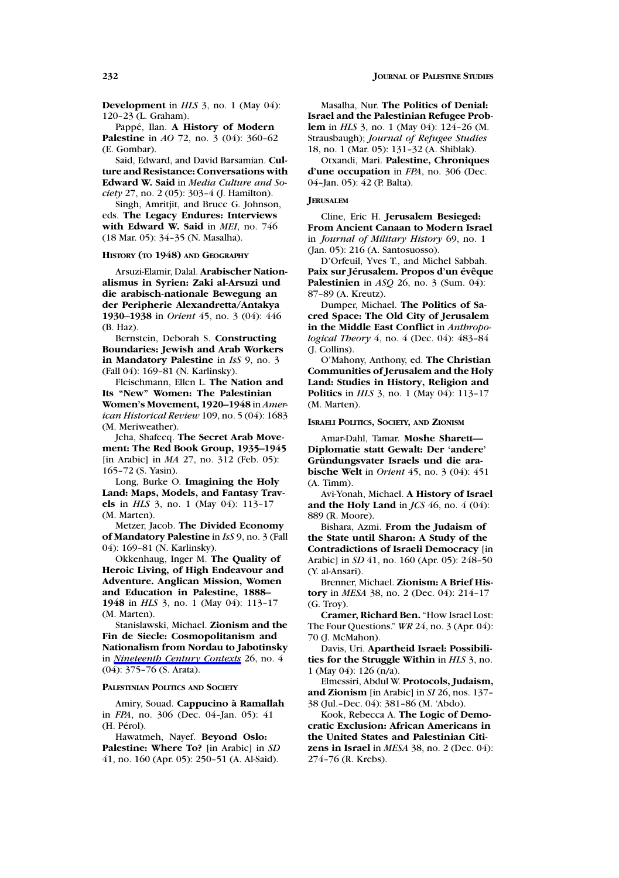**Development** in *HLS* 3, no. 1 (May 04): 120–23 (L. Graham).

Pappé, Ilan. **A History of Modern Palestine** in *AO* 72, no. 3 (04): 360–62 (E. Gombar).

Said, Edward, and David Barsamian. **Culture and Resistance: Conversations with Edward W. Said** in *Media Culture and Society* 27, no. 2 (05): 303–4 (J. Hamilton).

Singh, Amritjit, and Bruce G. Johnson, eds. **The Legacy Endures: Interviews with Edward W. Said** in *MEI*, no. 746 (18 Mar. 05): 34–35 (N. Masalha).

#### History (to 1948) and Geography

Arsuzi-Elamir, Dalal. **Arabischer Nationalismus in Syrien: Zaki al-Arsuzi und die arabisch-nationale Bewegung an der Peripherie Alexandretta/Antakya 1930–1938** in *Orient* 45, no. 3 (04): 446 (B. Haz).

Bernstein, Deborah S. **Constructing Boundaries: Jewish and Arab Workers in Mandatory Palestine** in *IsS* 9, no. 3 (Fall 04): 169–81 (N. Karlinsky).

Fleischmann, Ellen L. **The Nation and Its "New" Women: The Palestinian Women's Movement, 1920–1948** in *American Historical Review* 109, no. 5 (04): 1683 (M. Meriweather).

Jeha, Shafeeq. **The Secret Arab Movement: The Red Book Group, 1935–1945** [in Arabic] in *MA* 27, no. 312 (Feb. 05): 165–72 (S. Yasin).

Long, Burke O. **Imagining the Holy Land: Maps, Models, and Fantasy Travels** in *HLS* 3, no. 1 (May 04): 113–17 (M. Marten).

Metzer, Jacob. **The Divided Economy of Mandatory Palestine** in *IsS* 9, no. 3 (Fall 04): 169–81 (N. Karlinsky).

Okkenhaug, Inger M. **The Quality of Heroic Living, of High Endeavour and Adventure. Anglican Mission, Women and Education in Palestine, 1888–1948** in *HLS* 3, no. 1 (May 04): 113–17 (M. Marten).

Stanislawski, Michael. **Zionism and the Fin de Siecle: Cosmopolitanism and Nationalism from Nordau to Jabotinsky** in *Nineteenth Century Contexts* 26, no. 4 (04): 375–76 (S. Arata).

#### Palestinian Politics and Society

Amiry, Souad. **Cappucino à Ramallah** in *FPA*, no. 306 (Dec. 04–Jan. 05): 41 (H. Pérol).

Hawatmeh, Nayef. **Beyond Oslo: Palestine: Where To?** [in Arabic] in *SD* 41, no. 160 (Apr. 05): 250–51 (A. Al-Said).

Masalha, Nur. **The Politics of Denial: Israel and the Palestinian Refugee Problem** in *HLS* 3, no. 1 (May 04): 124–26 (M. Strausbaugh); *Journal of Refugee Studies* 18, no. 1 (Mar. 05): 131–32 (A. Shiblak).

Otxandi, Mari. **Palestine, Chroniques d'une occupation** in *FPA*, no. 306 (Dec. 04–Jan. 05): 42 (P. Balta).

#### Jerusalem

Cline, Eric H. **Jerusalem Besieged: From Ancient Canaan to Modern Israel** in *Journal of Military History* 69, no. 1 (Jan. 05): 216 (A. Santosuosso).

D'Orfeuil, Yves T., and Michel Sabbah. **Paix sur Jérusalem. Propos d'un évêque Palestinien** in *ASQ* 26, no. 3 (Sum. 04): 87–89 (A. Kreutz).

Dumper, Michael. **The Politics of Sacred Space: The Old City of Jerusalem in the Middle East Conflict** in *Anthropological Theory* 4, no. 4 (Dec. 04): 483–84 (J. Collins).

O'Mahony, Anthony, ed. **The Christian Communities of Jerusalem and the Holy Land: Studies in History, Religion and Politics** in *HLS* 3, no. 1 (May 04): 113–17 (M. Marten).

#### Israeli Politics, Society, and Zionism

Amar-Dahl, Tamar. **Moshe Sharett—Diplomatie statt Gewalt: Der 'andere' Gründungsvater Israels und die arabische Welt** in *Orient* 45, no. 3 (04): 451 (A. Timm).

Avi-Yonah, Michael. **A History of Israel and the Holy Land** in *JCS* 46, no. 4 (04): 889 (R. Moore).

Bishara, Azmi. **From the Judaism of the State until Sharon: A Study of the Contradictions of Israeli Democracy** [in Arabic] in *SD* 41, no. 160 (Apr. 05): 248–50 (Y. al-Ansari).

Brenner, Michael. **Zionism: A Brief History** in *MESA* 38, no. 2 (Dec. 04): 214–17 (G. Troy).

**Cramer, Richard Ben.** "How Israel Lost: The Four Questions." *WR* 24, no. 3 (Apr. 04): 70 (J. McMahon).

Davis, Uri. **Apartheid Israel: Possibilities for the Struggle Within** in *HLS* 3, no. 1 (May 04): 126 (n/a).

Elmessiri, Abdul W. **Protocols, Judaism, and Zionism** [in Arabic] in *SI* 26, nos. 137–38 (Jul.–Dec. 04): 381–86 (M. 'Abdo).

Kook, Rebecca A. **The Logic of Democratic Exclusion: African Americans in the United States and Palestinian Citizens in Israel** in *MESA* 38, no. 2 (Dec. 04): 274–76 (R. Krebs).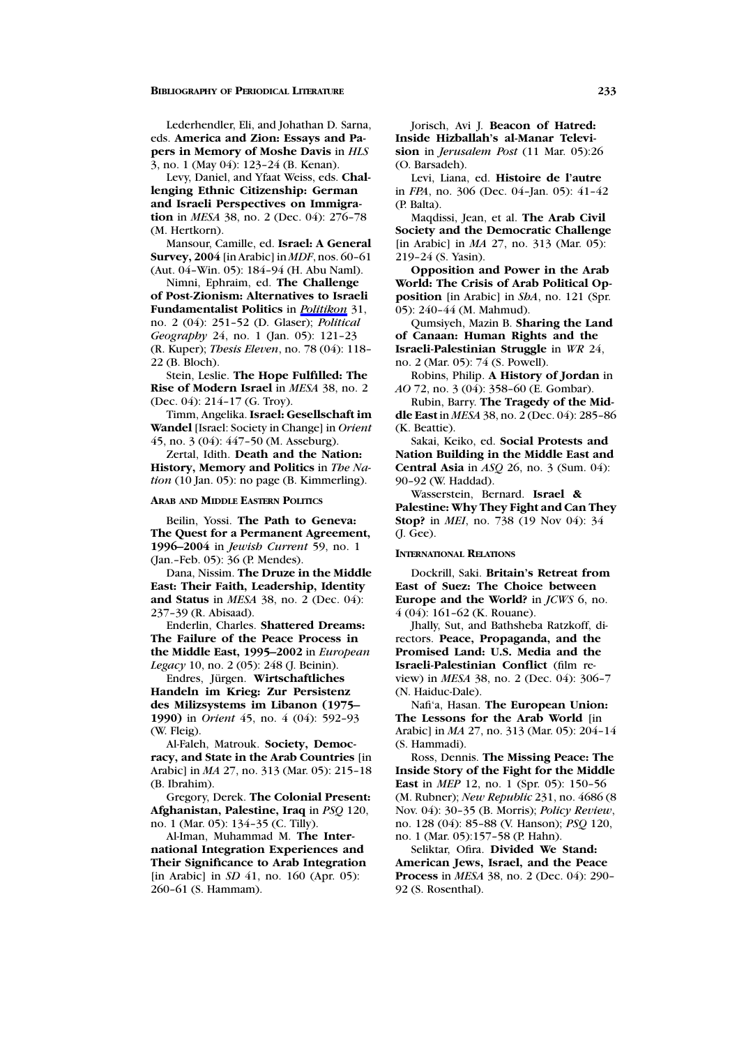Lederhendler, Eli, and Johathan D. Sarna, eds. **America and Zion: Essays and Papers in Memory of Moshe Davis** in *HLS* 3, no. 1 (May 04): 123–24 (B. Kenan).

Levy, Daniel, and Yfaat Weiss, eds. **Challenging Ethnic Citizenship: German and Israeli Perspectives on Immigration** in *MESA* 38, no. 2 (Dec. 04): 276–78 (M. Hertkorn).

Mansour, Camille, ed. **Israel: A General Survey, 2004** [in Arabic] in *MDF*, nos. 60–61 (Aut. 04–Win. 05): 184–94 (H. Abu Naml).

Nimni, Ephraim, ed. **The Challenge of Post-Zionism: Alternatives to Israeli Fundamentalist Politics** in *Politikon* 31, no. 2 (04): 251–52 (D. Glaser); *Political Geography* 24, no. 1 (Jan. 05): 121–23 (R. Kuper); *Thesis Eleven*, no. 78 (04): 118–22 (B. Bloch).

Stein, Leslie. **The Hope Fulfilled: The Rise of Modern Israel** in *MESA* 38, no. 2 (Dec. 04): 214–17 (G. Troy).

Timm, Angelika. **Israel: Gesellschaft im Wandel** [Israel: Society in Change] in *Orient* 45, no. 3 (04): 447–50 (M. Asseburg).

Zertal, Idith. **Death and the Nation: History, Memory and Politics** in *The Nation* (10 Jan. 05): no page (B. Kimmerling).

### Arab and Middle Eastern Politics

Beilin, Yossi. **The Path to Geneva: The Quest for a Permanent Agreement, 1996–2004** in *Jewish Current* 59, no. 1 (Jan.–Feb. 05): 36 (P. Mendes).

Dana, Nissim. **The Druze in the Middle East: Their Faith, Leadership, Identity and Status** in *MESA* 38, no. 2 (Dec. 04): 237–39 (R. Abisaad).

Enderlin, Charles. **Shattered Dreams: The Failure of the Peace Process in the Middle East, 1995–2002** in *European Legacy* 10, no. 2 (05): 248 (J. Beinin).

Endres, Jürgen. **Wirtschaftliches Handeln im Krieg: Zur Persistenz des Milizsystems im Libanon (1975–1990)** in *Orient* 45, no. 4 (04): 592–93 (W. Fleig).

Al-Faleh, Matrouk. **Society, Democracy, and State in the Arab Countries** [in Arabic] in *MA* 27, no. 313 (Mar. 05): 215–18 (B. Ibrahim).

Gregory, Derek. **The Colonial Present: Afghanistan, Palestine, Iraq** in *PSQ* 120, no. 1 (Mar. 05): 134–35 (C. Tilly).

Al-Iman, Muhammad M. **The International Integration Experiences and Their Significance to Arab Integration** [in Arabic] in *SD* 41, no. 160 (Apr. 05): 260–61 (S. Hammam).

Jorisch, Avi J. **Beacon of Hatred: Inside Hizballah's al-Manar Television** in *Jerusalem Post* (11 Mar. 05):26 (O. Barsadeh).

Levi, Liana, ed. **Histoire de l'autre** in *FPA*, no. 306 (Dec. 04–Jan. 05): 41–42 (P. Balta).

Maqdissi, Jean, et al. **The Arab Civil Society and the Democratic Challenge** [in Arabic] in *MA* 27, no. 313 (Mar. 05): 219–24 (S. Yasin).

**Opposition and Power in the Arab World: The Crisis of Arab Political Opposition** [in Arabic] in *ShA*, no. 121 (Spr. 05): 240–44 (M. Mahmud).

Qumsiyeh, Mazin B. **Sharing the Land of Canaan: Human Rights and the Israeli-Palestinian Struggle** in *WR* 24, no. 2 (Mar. 05): 74 (S. Powell).

Robins, Philip. **A History of Jordan** in *AO* 72, no. 3 (04): 358–60 (E. Gombar).

Rubin, Barry. **The Tragedy of the Middle East** in *MESA* 38, no. 2 (Dec. 04): 285–86 (K. Beattie).

Sakai, Keiko, ed. **Social Protests and Nation Building in the Middle East and Central Asia** in *ASQ* 26, no. 3 (Sum. 04): 90–92 (W. Haddad).

Wasserstein, Bernard. **Israel & Palestine: Why They Fight and Can They Stop?** in *MEI*, no. 738 (19 Nov 04): 34 (J. Gee).

### International Relations

Dockrill, Saki. **Britain's Retreat from East of Suez: The Choice between Europe and the World?** in *JCWS* 6, no. 4 (04): 161–62 (K. Rouane).

Jhally, Sut, and Bathsheba Ratzkoff, directors. **Peace, Propaganda, and the Promised Land: U.S. Media and the Israeli-Palestinian Conflict** (film review) in *MESA* 38, no. 2 (Dec. 04): 306–7 (N. Haiduc-Dale).

Nafi'a, Hasan. **The European Union: The Lessons for the Arab World** [in Arabic] in *MA* 27, no. 313 (Mar. 05): 204–14 (S. Hammadi).

Ross, Dennis. **The Missing Peace: The Inside Story of the Fight for the Middle East** in *MEP* 12, no. 1 (Spr. 05): 150–56 (M. Rubner); *New Republic* 231, no. 4686 (8 Nov. 04): 30–35 (B. Morris); *Policy Review*, no. 128 (04): 85–88 (V. Hanson); *PSQ* 120, no. 1 (Mar. 05):157–58 (P. Hahn).

Seliktar, Ofira. **Divided We Stand: American Jews, Israel, and the Peace Process** in *MESA* 38, no. 2 (Dec. 04): 290–92 (S. Rosenthal).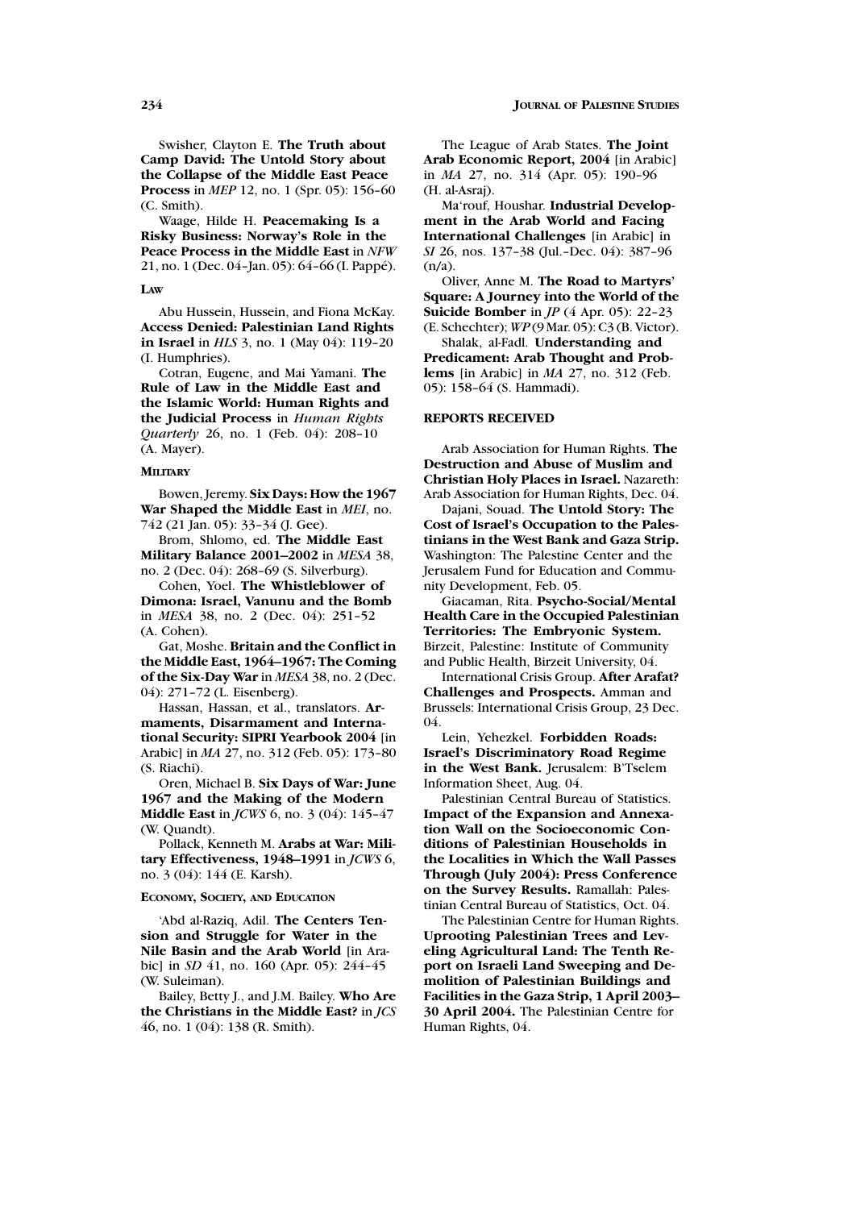Swisher, Clayton E. **The Truth about Camp David: The Untold Story about the Collapse of the Middle East Peace Process** in *MEP* 12, no. 1 (Spr. 05): 156–60 (C. Smith).

Waage, Hilde H. **Peacemaking Is a Risky Business: Norway's Role in the Peace Process in the Middle East** in *NFW* 21, no. 1 (Dec. 04–Jan. 05): 64–66 (I. Pappé).

### LAW

Abu Hussein, Hussein, and Fiona McKay. **Access Denied: Palestinian Land Rights in Israel** in *HLS* 3, no. 1 (May 04): 119–20 (I. Humphries).

Cotran, Eugene, and Mai Yamani. **The Rule of Law in the Middle East and the Islamic World: Human Rights and the Judicial Process** in *Human Rights Quarterly* 26, no. 1 (Feb. 04): 208–10 (A. Mayer).

### MILITARY

Bowen, Jeremy. **Six Days: How the 1967 War Shaped the Middle East** in *MEI*, no. 742 (21 Jan. 05): 33–34 (J. Gee).

Brom, Shlomo, ed. **The Middle East Military Balance 2001–2002** in *MESA* 38, no. 2 (Dec. 04): 268–69 (S. Silverburg).

Cohen, Yoel. **The Whistleblower of Dimona: Israel, Vanunu and the Bomb** in *MESA* 38, no. 2 (Dec. 04): 251–52 (A. Cohen).

Gat, Moshe. **Britain and the Conflict in the Middle East, 1964–1967: The Coming of the Six-Day War** in *MESA* 38, no. 2 (Dec. 04): 271–72 (L. Eisenberg).

Hassan, Hassan, et al., translators. **Armaments, Disarmament and International Security: SIPRI Yearbook 2004** [in Arabic] in *MA* 27, no. 312 (Feb. 05): 173–80 (S. Riachi).

Oren, Michael B. **Six Days of War: June 1967 and the Making of the Modern Middle East** in *JCWS* 6, no. 3 (04): 145–47 (W. Quandt).

Pollack, Kenneth M. **Arabs at War: Military Effectiveness, 1948–1991** in *JCWS* 6, no. 3 (04): 144 (E. Karsh).

### ECONOMY, SOCIETY, AND EDUCATION

'Abd al-Raziq, Adil. **The Centers Tension and Struggle for Water in the Nile Basin and the Arab World** [in Arabic] in *SD* 41, no. 160 (Apr. 05): 244–45 (W. Suleiman).

Bailey, Betty J., and J.M. Bailey. **Who Are the Christians in the Middle East?** in *JCS* 46, no. 1 (04): 138 (R. Smith).

The League of Arab States. **The Joint Arab Economic Report, 2004** [in Arabic] in *MA* 27, no. 314 (Apr. 05): 190–96 (H. al-Asraj).

Ma'rouf, Houshar. **Industrial Development in the Arab World and Facing International Challenges** [in Arabic] in *SI* 26, nos. 137–38 (Jul.–Dec. 04): 387–96 (n/a).

Oliver, Anne M. **The Road to Martyrs' Square: A Journey into the World of the Suicide Bomber** in *JP* (4 Apr. 05): 22–23 (E. Schechter); *WP* (9 Mar. 05): C3 (B. Victor).

Shalak, al-Fadl. **Understanding and Predicament: Arab Thought and Problems** [in Arabic] in *MA* 27, no. 312 (Feb. 05): 158–64 (S. Hammadi).

## REPORTS RECEIVED

Arab Association for Human Rights. **The Destruction and Abuse of Muslim and Christian Holy Places in Israel.** Nazareth: Arab Association for Human Rights, Dec. 04.

Dajani, Souad. **The Untold Story: The Cost of Israel's Occupation to the Palestinians in the West Bank and Gaza Strip.** Washington: The Palestine Center and the Jerusalem Fund for Education and Community Development, Feb. 05.

Giacaman, Rita. **Psycho-Social/Mental Health Care in the Occupied Palestinian Territories: The Embryonic System.** Birzeit, Palestine: Institute of Community and Public Health, Birzeit University, 04.

International Crisis Group. **After Arafat? Challenges and Prospects.** Amman and Brussels: International Crisis Group, 23 Dec. 04.

Lein, Yehezkel. **Forbidden Roads: Israel's Discriminatory Road Regime in the West Bank.** Jerusalem: B'Tselem Information Sheet, Aug. 04.

Palestinian Central Bureau of Statistics. **Impact of the Expansion and Annexation Wall on the Socioeconomic Conditions of Palestinian Households in the Localities in Which the Wall Passes Through (July 2004): Press Conference on the Survey Results.** Ramallah: Palestinian Central Bureau of Statistics, Oct. 04.

The Palestinian Centre for Human Rights. **Uprooting Palestinian Trees and Leveling Agricultural Land: The Tenth Report on Israeli Land Sweeping and Demolition of Palestinian Buildings and Facilities in the Gaza Strip, 1 April 2003–30 April 2004.** The Palestinian Centre for Human Rights, 04.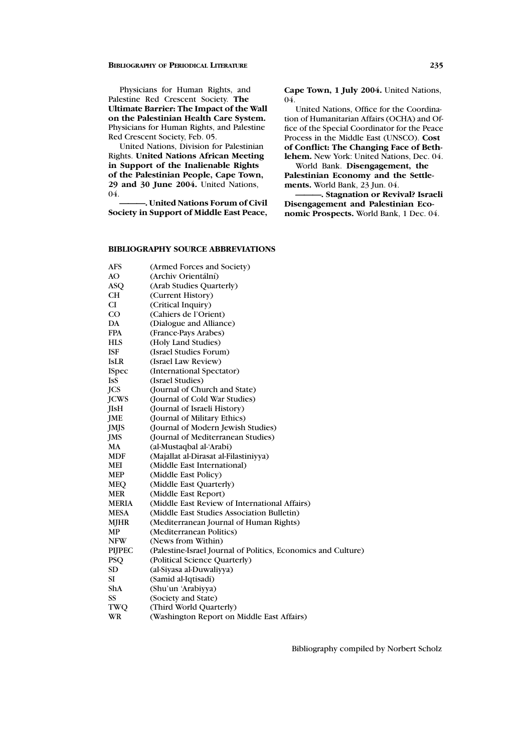Physicians for Human Rights, and Palestine Red Crescent Society. **The Ultimate Barrier: The Impact of the Wall on the Palestinian Health Care System.** Physicians for Human Rights, and Palestine Red Crescent Society, Feb. 05.

United Nations, Division for Palestinian Rights. **United Nations African Meeting in Support of the Inalienable Rights of the Palestinian People, Cape Town, 29 and 30 June 2004.** United Nations, 04.

———. **United Nations Forum of Civil Society in Support of Middle East Peace, Cape Town, 1 July 2004.** United Nations, 04.

United Nations, Office for the Coordination of Humanitarian Affairs (OCHA) and Office of the Special Coordinator for the Peace Process in the Middle East (UNSCO). **Cost of Conflict: The Changing Face of Bethlehem.** New York: United Nations, Dec. 04.

World Bank. **Disengagement, the Palestinian Economy and the Settlements.** World Bank, 23 Jun. 04.

———. **Stagnation or Revival? Israeli Disengagement and Palestinian Economic Prospects.** World Bank, 1 Dec. 04.

### BIBLIOGRAPHY SOURCE ABBREVIATIONS

| | |
|---|---|
| AFS | (Armed Forces and Society) |
| AO | (Archiv Orientální) |
| ASQ | (Arab Studies Quarterly) |
| CH | (Current History) |
| CI | (Critical Inquiry) |
| CO | (Cahiers de l'Orient) |
| DA | (Dialogue and Alliance) |
| FPA | (France-Pays Arabes) |
| HLS | (Holy Land Studies) |
| ISF | (Israel Studies Forum) |
| IsLR | (Israel Law Review) |
| ISpec | (International Spectator) |
| IsS | (Israel Studies) |
| JCS | (Journal of Church and State) |
| JCWS | (Journal of Cold War Studies) |
| JIsH | (Journal of Israeli History) |
| JME | (Journal of Military Ethics) |
| JMJS | (Journal of Modern Jewish Studies) |
| JMS | (Journal of Mediterranean Studies) |
| MA | (al-Mustaqbal al-'Arabi) |
| MDF | (Majallat al-Dirasat al-Filastiniyya) |
| MEI | (Middle East International) |
| MEP | (Middle East Policy) |
| MEQ | (Middle East Quarterly) |
| MER | (Middle East Report) |
| MERIA | (Middle East Review of International Affairs) |
| MESA | (Middle East Studies Association Bulletin) |
| MJHR | (Mediterranean Journal of Human Rights) |
| MP | (Mediterranean Politics) |
| NFW | (News from Within) |
| PIJPEC | (Palestine-Israel Journal of Politics, Economics and Culture) |
| PSQ | (Political Science Quarterly) |
| SD | (al-Siyasa al-Duwaliyya) |
| SI | (Samid al-Iqtisadi) |
| ShA | (Shu'un 'Arabiyya) |
| SS | (Society and State) |
| TWQ | (Third World Quarterly) |
| WR | (Washington Report on Middle East Affairs) |

Bibliography compiled by Norbert Scholz